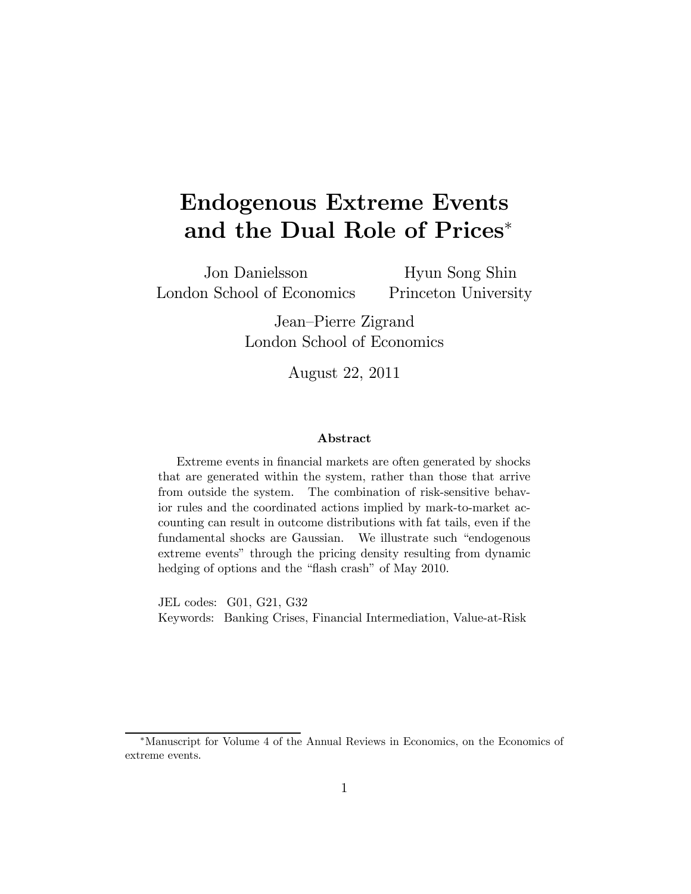# Endogenous Extreme Events and the Dual Role of Prices*

Jon Danielsson
London School of Economics

Hyun Song Shin
Princeton University

Jean–Pierre Zigrand
London School of Economics

August 22, 2011

### Abstract

Extreme events in financial markets are often generated by shocks that are generated within the system, rather than those that arrive from outside the system. The combination of risk-sensitive behavior rules and the coordinated actions implied by mark-to-market accounting can result in outcome distributions with fat tails, even if the fundamental shocks are Gaussian. We illustrate such "endogenous extreme events" through the pricing density resulting from dynamic hedging of options and the "flash crash" of May 2010.

JEL codes: G01, G21, G32

Keywords: Banking Crises, Financial Intermediation, Value-at-Risk

*Manuscript for Volume 4 of the Annual Reviews in Economics, on the Economics of extreme events.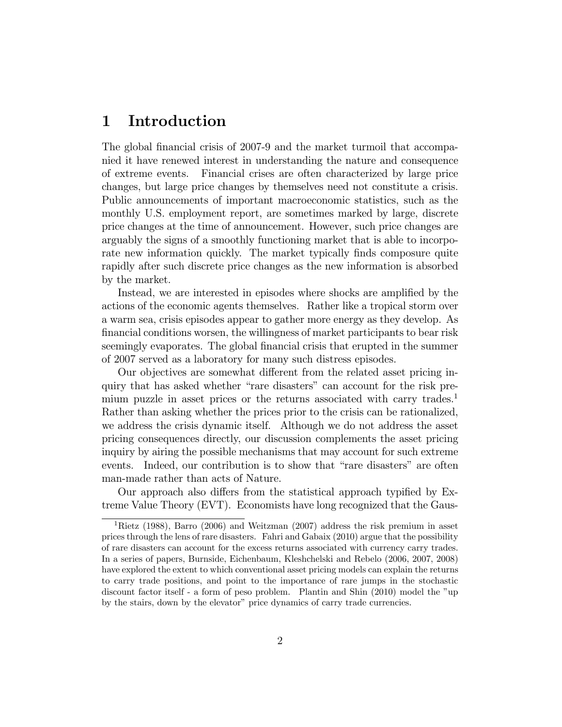# 1 Introduction

The global financial crisis of 2007-9 and the market turmoil that accompanied it have renewed interest in understanding the nature and consequence of extreme events. Financial crises are often characterized by large price changes, but large price changes by themselves need not constitute a crisis. Public announcements of important macroeconomic statistics, such as the monthly U.S. employment report, are sometimes marked by large, discrete price changes at the time of announcement. However, such price changes are arguably the signs of a smoothly functioning market that is able to incorporate new information quickly. The market typically finds composure quite rapidly after such discrete price changes as the new information is absorbed by the market.

Instead, we are interested in episodes where shocks are amplified by the actions of the economic agents themselves. Rather like a tropical storm over a warm sea, crisis episodes appear to gather more energy as they develop. As financial conditions worsen, the willingness of market participants to bear risk seemingly evaporates. The global financial crisis that erupted in the summer of 2007 served as a laboratory for many such distress episodes.

Our objectives are somewhat different from the related asset pricing inquiry that has asked whether "rare disasters" can account for the risk premium puzzle in asset prices or the returns associated with carry trades.[1] Rather than asking whether the prices prior to the crisis can be rationalized, we address the crisis dynamic itself. Although we do not address the asset pricing consequences directly, our discussion complements the asset pricing inquiry by airing the possible mechanisms that may account for such extreme events. Indeed, our contribution is to show that "rare disasters" are often man-made rather than acts of Nature.

Our approach also differs from the statistical approach typified by Extreme Value Theory (EVT). Economists have long recognized that the Gaus-

[1] Rietz (1988), Barro (2006) and Weitzman (2007) address the risk premium in asset prices through the lens of rare disasters. Fahri and Gabaix (2010) argue that the possibility of rare disasters can account for the excess returns associated with currency carry trades. In a series of papers, Burnside, Eichenbaum, Kleshchelski and Rebelo (2006, 2007, 2008) have explored the extent to which conventional asset pricing models can explain the returns to carry trade positions, and point to the importance of rare jumps in the stochastic discount factor itself - a form of peso problem. Plantin and Shin (2010) model the "up by the stairs, down by the elevator" price dynamics of carry trade currencies.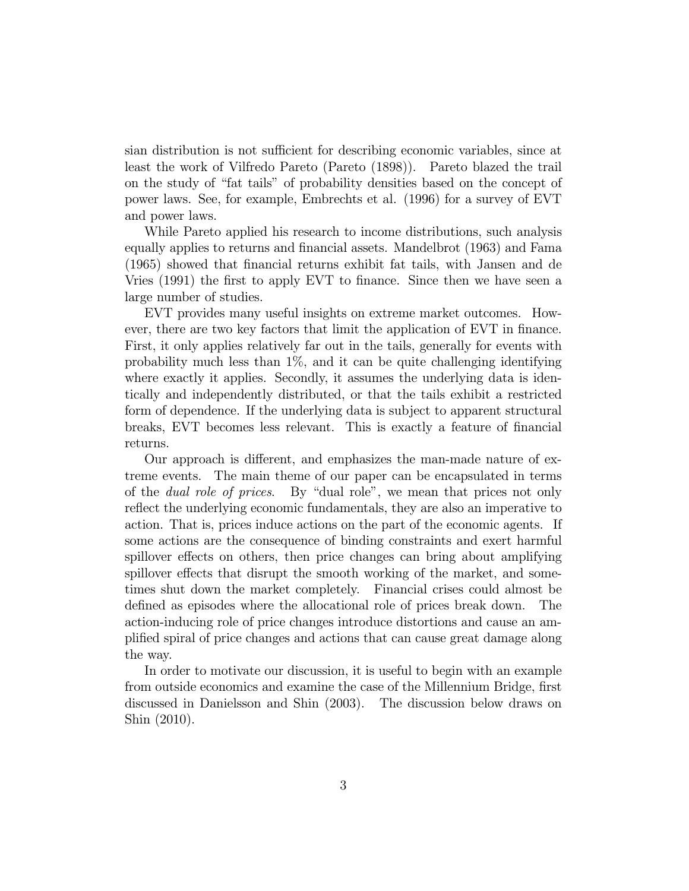sian distribution is not sufficient for describing economic variables, since at least the work of Vilfredo Pareto (Pareto (1898)). Pareto blazed the trail on the study of "fat tails" of probability densities based on the concept of power laws. See, for example, Embrechts et al. (1996) for a survey of EVT and power laws.

While Pareto applied his research to income distributions, such analysis equally applies to returns and financial assets. Mandelbrot (1963) and Fama (1965) showed that financial returns exhibit fat tails, with Jansen and de Vries (1991) the first to apply EVT to finance. Since then we have seen a large number of studies.

EVT provides many useful insights on extreme market outcomes. However, there are two key factors that limit the application of EVT in finance. First, it only applies relatively far out in the tails, generally for events with probability much less than 1%, and it can be quite challenging identifying where exactly it applies. Secondly, it assumes the underlying data is identically and independently distributed, or that the tails exhibit a restricted form of dependence. If the underlying data is subject to apparent structural breaks, EVT becomes less relevant. This is exactly a feature of financial returns.

Our approach is different, and emphasizes the man-made nature of extreme events. The main theme of our paper can be encapsulated in terms of the *dual role of prices*. By "dual role", we mean that prices not only reflect the underlying economic fundamentals, they are also an imperative to action. That is, prices induce actions on the part of the economic agents. If some actions are the consequence of binding constraints and exert harmful spillover effects on others, then price changes can bring about amplifying spillover effects that disrupt the smooth working of the market, and sometimes shut down the market completely. Financial crises could almost be defined as episodes where the allocational role of prices break down. The action-inducing role of price changes introduce distortions and cause an amplified spiral of price changes and actions that can cause great damage along the way.

In order to motivate our discussion, it is useful to begin with an example from outside economics and examine the case of the Millennium Bridge, first discussed in Danielsson and Shin (2003). The discussion below draws on Shin (2010).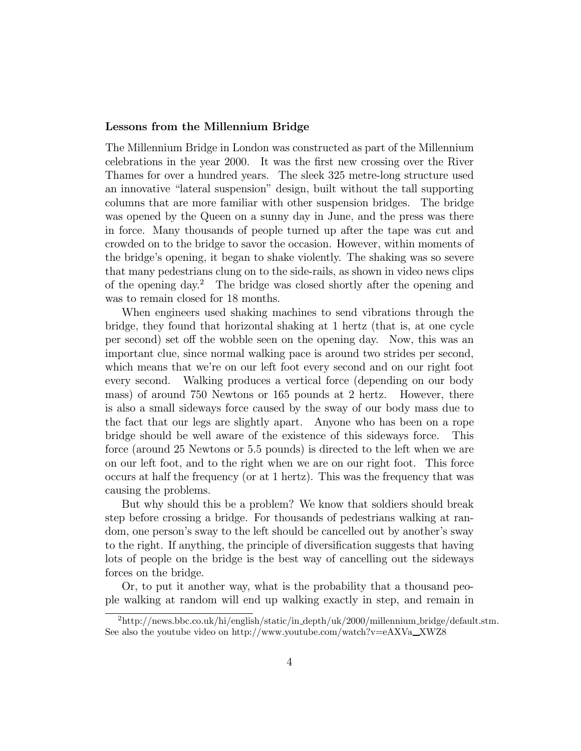**Lessons from the Millennium Bridge**

The Millennium Bridge in London was constructed as part of the Millennium celebrations in the year 2000. It was the first new crossing over the River Thames for over a hundred years. The sleek 325 metre-long structure used an innovative "lateral suspension" design, built without the tall supporting columns that are more familiar with other suspension bridges. The bridge was opened by the Queen on a sunny day in June, and the press was there in force. Many thousands of people turned up after the tape was cut and crowded on to the bridge to savor the occasion. However, within moments of the bridge's opening, it began to shake violently. The shaking was so severe that many pedestrians clung on to the side-rails, as shown in video news clips of the opening day.[2] The bridge was closed shortly after the opening and was to remain closed for 18 months.

When engineers used shaking machines to send vibrations through the bridge, they found that horizontal shaking at 1 hertz (that is, at one cycle per second) set off the wobble seen on the opening day. Now, this was an important clue, since normal walking pace is around two strides per second, which means that we're on our left foot every second and on our right foot every second. Walking produces a vertical force (depending on our body mass) of around 750 Newtons or 165 pounds at 2 hertz. However, there is also a small sideways force caused by the sway of our body mass due to the fact that our legs are slightly apart. Anyone who has been on a rope bridge should be well aware of the existence of this sideways force. This force (around 25 Newtons or 5.5 pounds) is directed to the left when we are on our left foot, and to the right when we are on our right foot. This force occurs at half the frequency (or at 1 hertz). This was the frequency that was causing the problems.

But why should this be a problem? We know that soldiers should break step before crossing a bridge. For thousands of pedestrians walking at random, one person's sway to the left should be cancelled out by another's sway to the right. If anything, the principle of diversification suggests that having lots of people on the bridge is the best way of cancelling out the sideways forces on the bridge.

Or, to put it another way, what is the probability that a thousand people walking at random will end up walking exactly in step, and remain in

[2] http://news.bbc.co.uk/hi/english/static/in_depth/uk/2000/millennium_bridge/default.stm. See also the youtube video on http://www.youtube.com/watch?v=eAXVa_XWZ8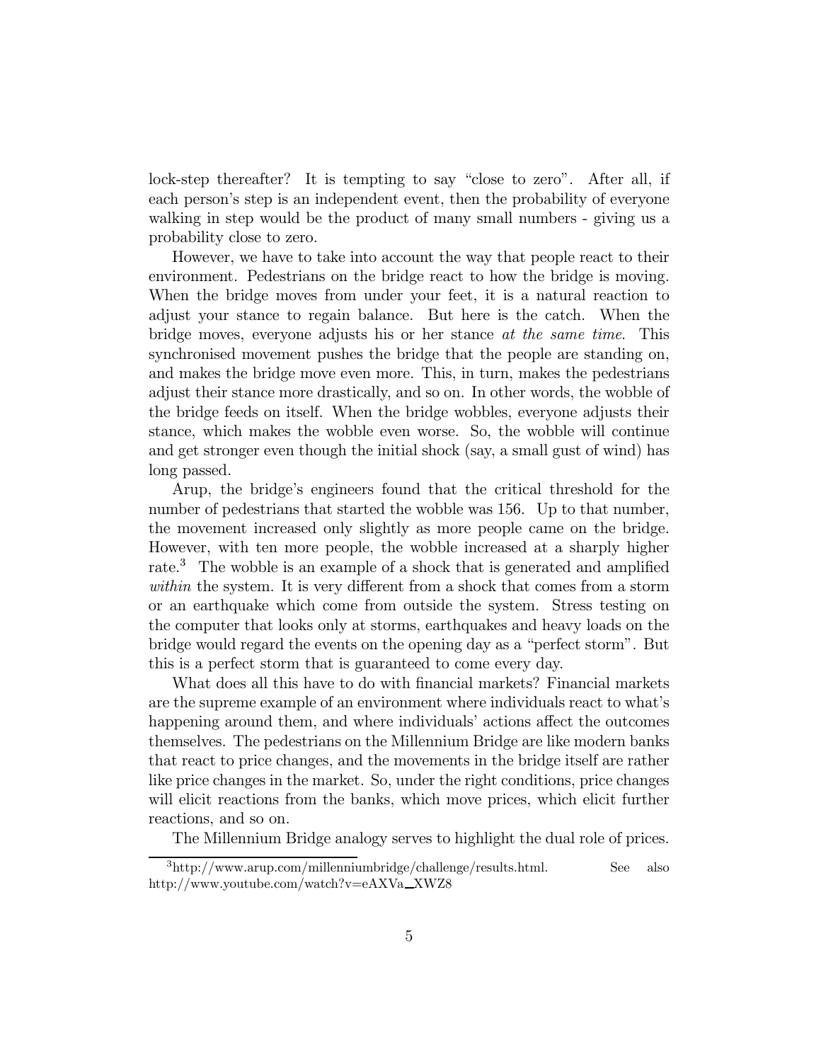lock-step thereafter? It is tempting to say "close to zero". After all, if each person's step is an independent event, then the probability of everyone walking in step would be the product of many small numbers - giving us a probability close to zero.

However, we have to take into account the way that people react to their environment. Pedestrians on the bridge react to how the bridge is moving. When the bridge moves from under your feet, it is a natural reaction to adjust your stance to regain balance. But here is the catch. When the bridge moves, everyone adjusts his or her stance *at the same time*. This synchronised movement pushes the bridge that the people are standing on, and makes the bridge move even more. This, in turn, makes the pedestrians adjust their stance more drastically, and so on. In other words, the wobble of the bridge feeds on itself. When the bridge wobbles, everyone adjusts their stance, which makes the wobble even worse. So, the wobble will continue and get stronger even though the initial shock (say, a small gust of wind) has long passed.

Arup, the bridge's engineers found that the critical threshold for the number of pedestrians that started the wobble was 156. Up to that number, the movement increased only slightly as more people came on the bridge. However, with ten more people, the wobble increased at a sharply higher rate.[3] The wobble is an example of a shock that is generated and amplified *within* the system. It is very different from a shock that comes from a storm or an earthquake which come from outside the system. Stress testing on the computer that looks only at storms, earthquakes and heavy loads on the bridge would regard the events on the opening day as a "perfect storm". But this is a perfect storm that is guaranteed to come every day.

What does all this have to do with financial markets? Financial markets are the supreme example of an environment where individuals react to what's happening around them, and where individuals' actions affect the outcomes themselves. The pedestrians on the Millennium Bridge are like modern banks that react to price changes, and the movements in the bridge itself are rather like price changes in the market. So, under the right conditions, price changes will elicit reactions from the banks, which move prices, which elicit further reactions, and so on.

The Millennium Bridge analogy serves to highlight the dual role of prices.

[3] http://www.arup.com/millenniumbridge/challenge/results.html. See also http://www.youtube.com/watch?v=eAXVa_XWZ8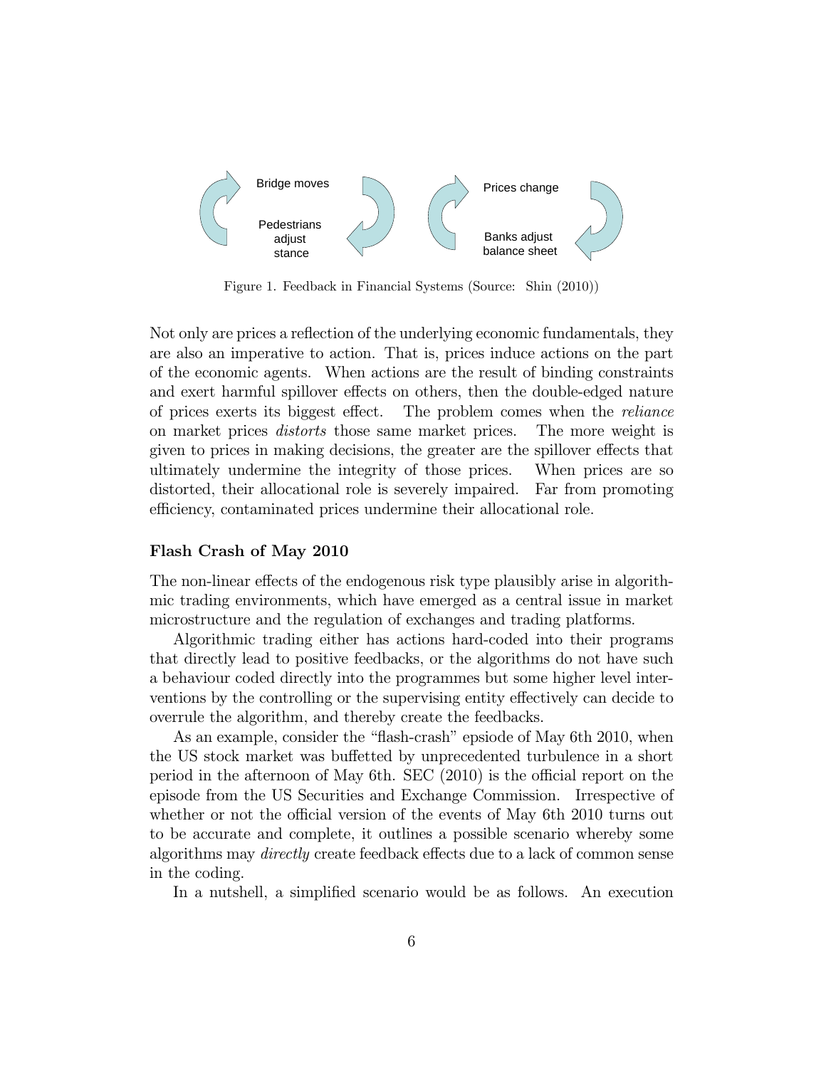Bridge moves

Pedestrians adjust stance

Prices change

Banks adjust balance sheet

Figure 1. Feedback in Financial Systems (Source: Shin (2010))

Not only are prices a reflection of the underlying economic fundamentals, they are also an imperative to action. That is, prices induce actions on the part of the economic agents. When actions are the result of binding constraints and exert harmful spillover effects on others, then the double-edged nature of prices exerts its biggest effect. The problem comes when the *reliance* on market prices *distorts* those same market prices. The more weight is given to prices in making decisions, the greater are the spillover effects that ultimately undermine the integrity of those prices. When prices are so distorted, their allocational role is severely impaired. Far from promoting efficiency, contaminated prices undermine their allocational role.

### Flash Crash of May 2010

The non-linear effects of the endogenous risk type plausibly arise in algorithmic trading environments, which have emerged as a central issue in market microstructure and the regulation of exchanges and trading platforms.

Algorithmic trading either has actions hard-coded into their programs that directly lead to positive feedbacks, or the algorithms do not have such a behaviour coded directly into the programmes but some higher level interventions by the controlling or the supervising entity effectively can decide to overrule the algorithm, and thereby create the feedbacks.

As an example, consider the "flash-crash" epsiode of May 6th 2010, when the US stock market was buffetted by unprecedented turbulence in a short period in the afternoon of May 6th. SEC (2010) is the official report on the episode from the US Securities and Exchange Commission. Irrespective of whether or not the official version of the events of May 6th 2010 turns out to be accurate and complete, it outlines a possible scenario whereby some algorithms may *directly* create feedback effects due to a lack of common sense in the coding.

In a nutshell, a simplified scenario would be as follows. An execution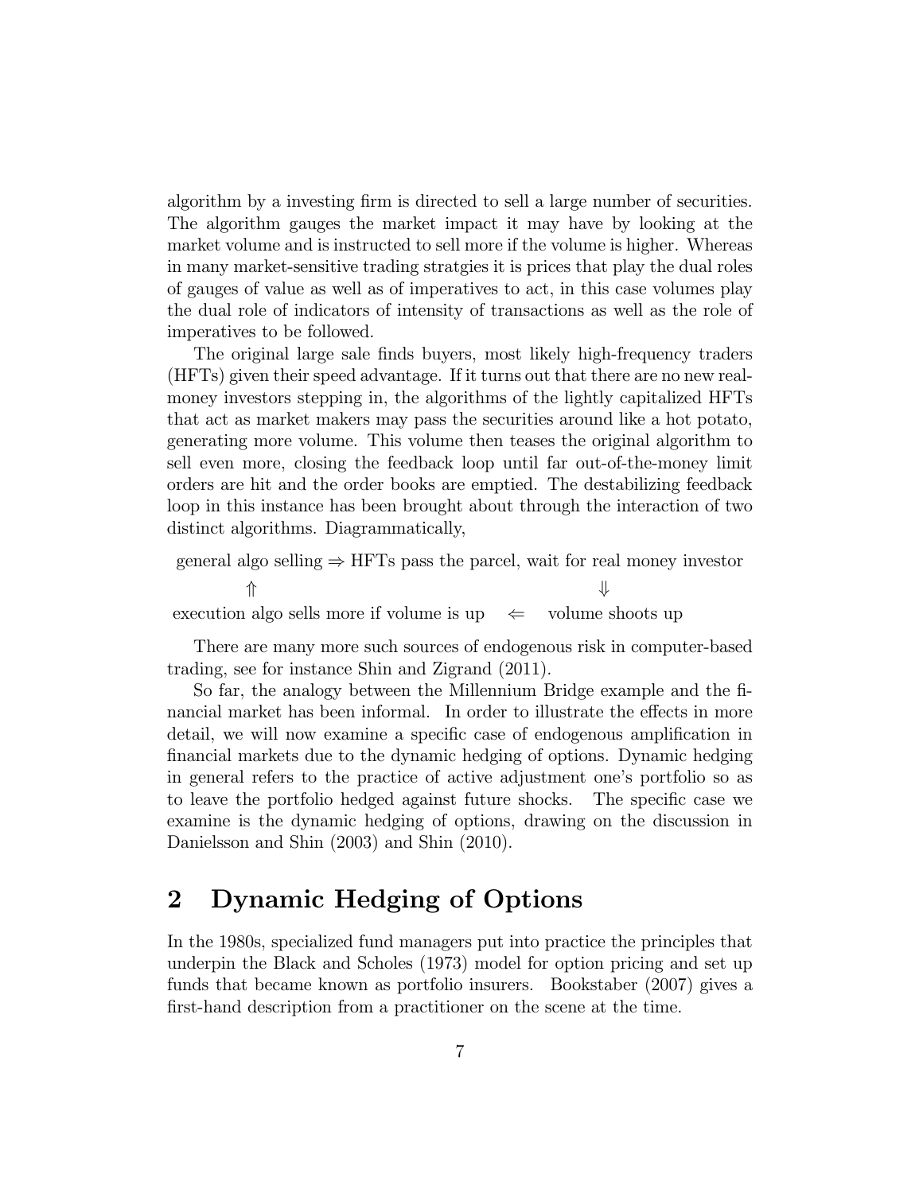algorithm by a investing firm is directed to sell a large number of securities. The algorithm gauges the market impact it may have by looking at the market volume and is instructed to sell more if the volume is higher. Whereas in many market-sensitive trading stratgies it is prices that play the dual roles of gauges of value as well as of imperatives to act, in this case volumes play the dual role of indicators of intensity of transactions as well as the role of imperatives to be followed.

The original large sale finds buyers, most likely high-frequency traders (HFTs) given their speed advantage. If it turns out that there are no new real-money investors stepping in, the algorithms of the lightly capitalized HFTs that act as market makers may pass the securities around like a hot potato, generating more volume. This volume then teases the original algorithm to sell even more, closing the feedback loop until far out-of-the-money limit orders are hit and the order books are emptied. The destabilizing feedback loop in this instance has been brought about through the interaction of two distinct algorithms. Diagrammatically,

$$
\begin{array}{ccc}
\text{general algo selling} & \Rightarrow & \text{HFTs pass the parcel, wait for real money investor} \\
\Uparrow & & \Downarrow \\
\text{execution algo sells more if volume is up} & \Leftarrow & \text{volume shoots up}
\end{array}
$$

There are many more such sources of endogenous risk in computer-based trading, see for instance Shin and Zigrand (2011).

So far, the analogy between the Millennium Bridge example and the financial market has been informal. In order to illustrate the effects in more detail, we will now examine a specific case of endogenous amplification in financial markets due to the dynamic hedging of options. Dynamic hedging in general refers to the practice of active adjustment one's portfolio so as to leave the portfolio hedged against future shocks. The specific case we examine is the dynamic hedging of options, drawing on the discussion in Danielsson and Shin (2003) and Shin (2010).

## 2 Dynamic Hedging of Options

In the 1980s, specialized fund managers put into practice the principles that underpin the Black and Scholes (1973) model for option pricing and set up funds that became known as portfolio insurers. Bookstaber (2007) gives a first-hand description from a practitioner on the scene at the time.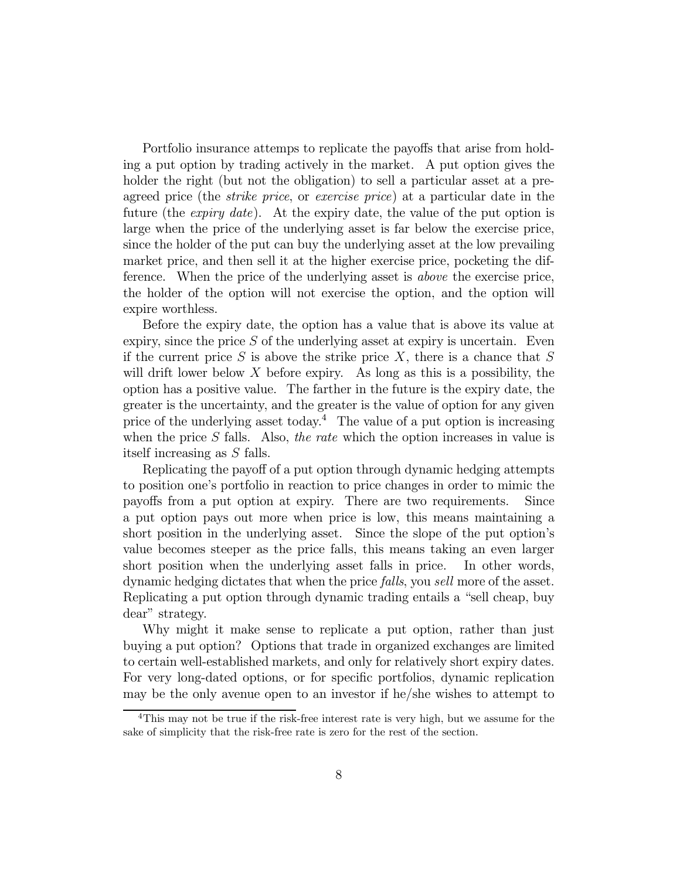Portfolio insurance attemps to replicate the payoffs that arise from holding a put option by trading actively in the market. A put option gives the holder the right (but not the obligation) to sell a particular asset at a pre-agreed price (the *strike price*, or *exercise price*) at a particular date in the future (the *expiry date*). At the expiry date, the value of the put option is large when the price of the underlying asset is far below the exercise price, since the holder of the put can buy the underlying asset at the low prevailing market price, and then sell it at the higher exercise price, pocketing the difference. When the price of the underlying asset is *above* the exercise price, the holder of the option will not exercise the option, and the option will expire worthless.

Before the expiry date, the option has a value that is above its value at expiry, since the price $S$ of the underlying asset at expiry is uncertain. Even if the current price $S$ is above the strike price $X$, there is a chance that $S$ will drift lower below $X$ before expiry. As long as this is a possibility, the option has a positive value. The farther in the future is the expiry date, the greater is the uncertainty, and the greater is the value of option for any given price of the underlying asset today.[4] The value of a put option is increasing when the price $S$ falls. Also, *the rate* which the option increases in value is itself increasing as $S$ falls.

Replicating the payoff of a put option through dynamic hedging attempts to position one's portfolio in reaction to price changes in order to mimic the payoffs from a put option at expiry. There are two requirements. Since a put option pays out more when price is low, this means maintaining a short position in the underlying asset. Since the slope of the put option's value becomes steeper as the price falls, this means taking an even larger short position when the underlying asset falls in price. In other words, dynamic hedging dictates that when the price *falls*, you *sell* more of the asset. Replicating a put option through dynamic trading entails a "sell cheap, buy dear" strategy.

Why might it make sense to replicate a put option, rather than just buying a put option? Options that trade in organized exchanges are limited to certain well-established markets, and only for relatively short expiry dates. For very long-dated options, or for specific portfolios, dynamic replication may be the only avenue open to an investor if he/she wishes to attempt to

[4] This may not be true if the risk-free interest rate is very high, but we assume for the sake of simplicity that the risk-free rate is zero for the rest of the section.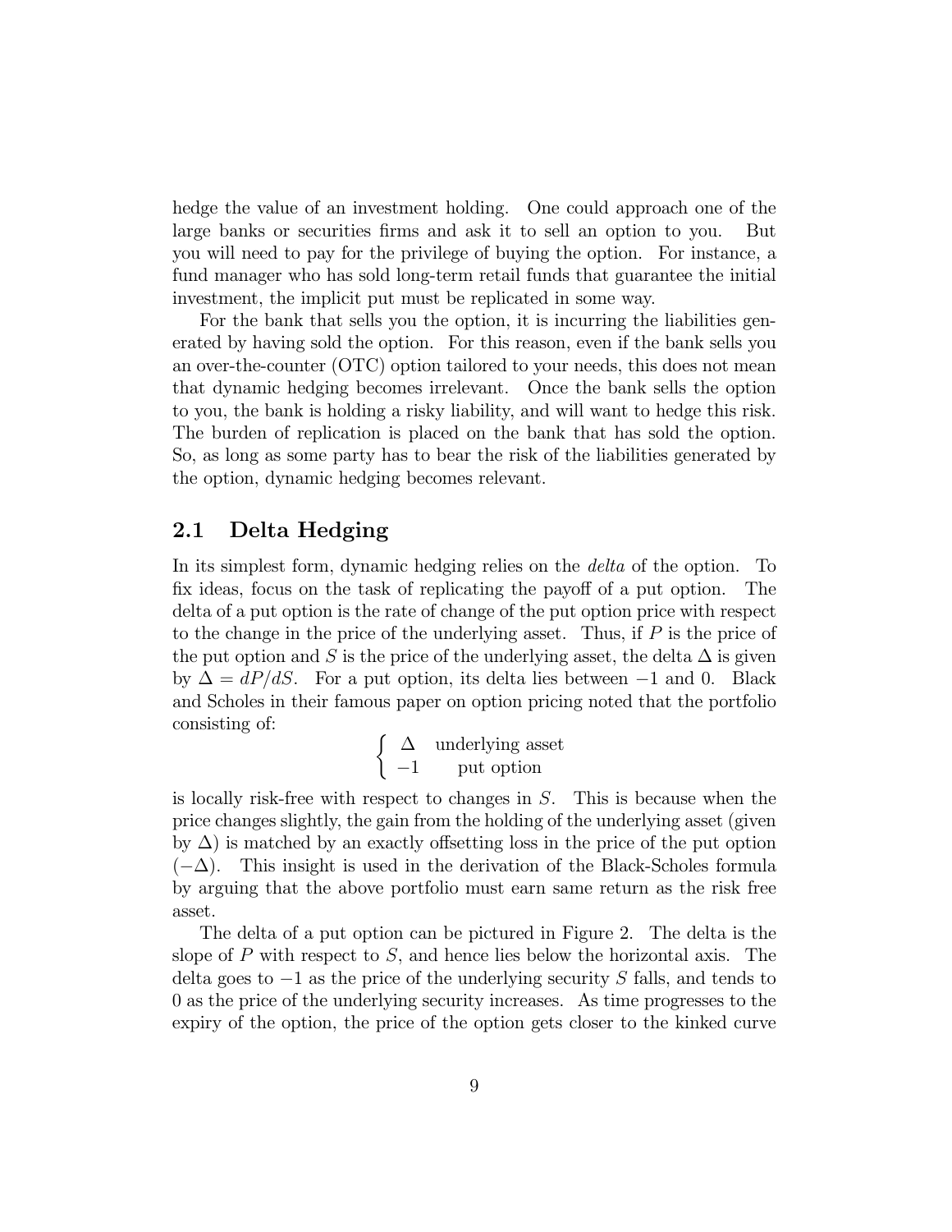hedge the value of an investment holding. One could approach one of the large banks or securities firms and ask it to sell an option to you. But you will need to pay for the privilege of buying the option. For instance, a fund manager who has sold long-term retail funds that guarantee the initial investment, the implicit put must be replicated in some way.

For the bank that sells you the option, it is incurring the liabilities generated by having sold the option. For this reason, even if the bank sells you an over-the-counter (OTC) option tailored to your needs, this does not mean that dynamic hedging becomes irrelevant. Once the bank sells the option to you, the bank is holding a risky liability, and will want to hedge this risk. The burden of replication is placed on the bank that has sold the option. So, as long as some party has to bear the risk of the liabilities generated by the option, dynamic hedging becomes relevant.

## 2.1 Delta Hedging

In its simplest form, dynamic hedging relies on the *delta* of the option. To fix ideas, focus on the task of replicating the payoff of a put option. The delta of a put option is the rate of change of the put option price with respect to the change in the price of the underlying asset. Thus, if $P$ is the price of the put option and $S$ is the price of the underlying asset, the delta $\Delta$ is given by $\Delta = dP/dS$. For a put option, its delta lies between $-1$ and 0. Black and Scholes in their famous paper on option pricing noted that the portfolio consisting of:

$$\begin{cases} \Delta & \text{underlying asset} \\ -1 & \text{put option} \end{cases}$$

is locally risk-free with respect to changes in $S$. This is because when the price changes slightly, the gain from the holding of the underlying asset (given by $\Delta$) is matched by an exactly offsetting loss in the price of the put option $(-\Delta)$. This insight is used in the derivation of the Black-Scholes formula by arguing that the above portfolio must earn same return as the risk free asset.

The delta of a put option can be pictured in Figure 2. The delta is the slope of $P$ with respect to $S$, and hence lies below the horizontal axis. The delta goes to $-1$ as the price of the underlying security $S$ falls, and tends to 0 as the price of the underlying security increases. As time progresses to the expiry of the option, the price of the option gets closer to the kinked curve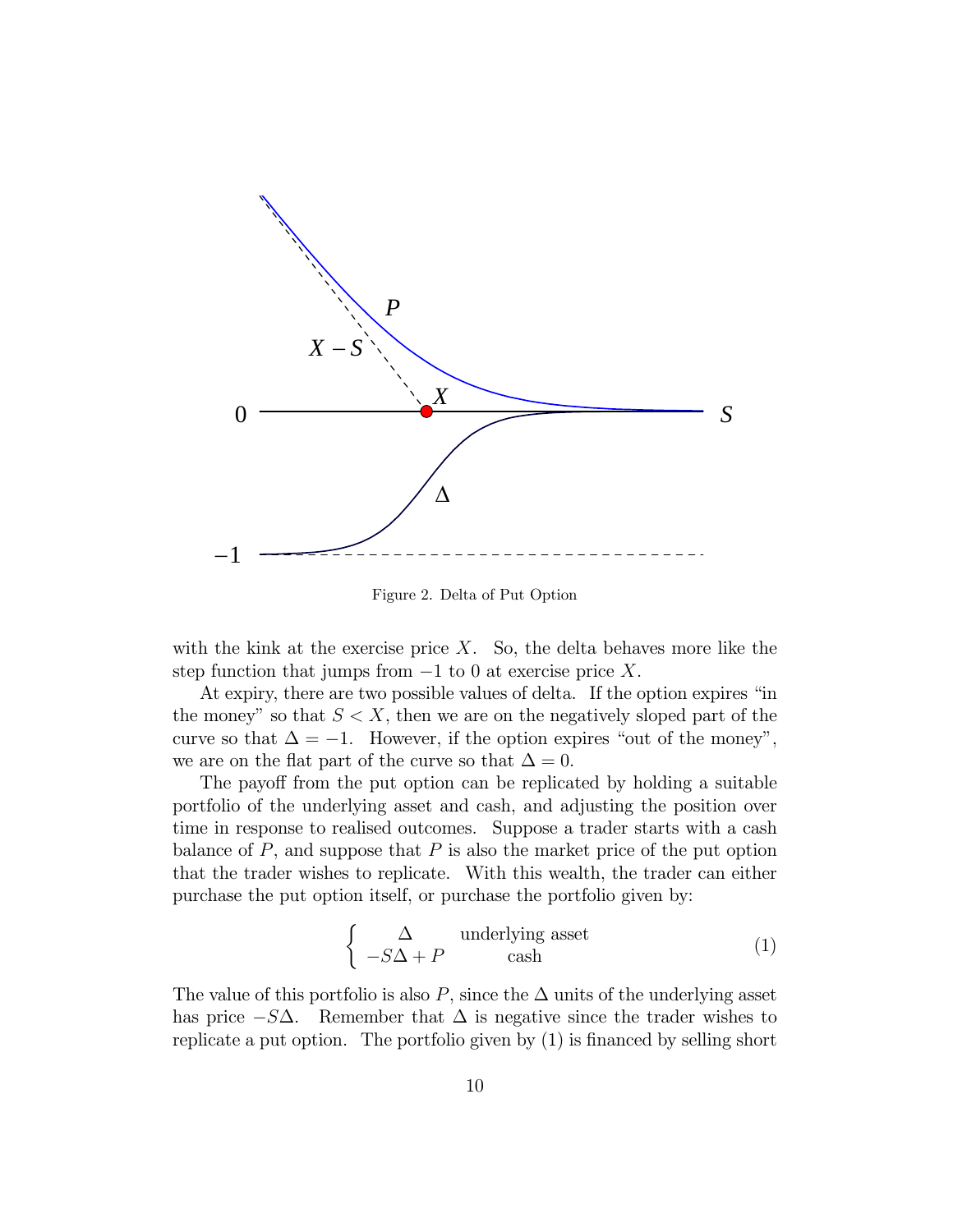Figure 2. Delta of Put Option

with the kink at the exercise price $X$. So, the delta behaves more like the step function that jumps from $-1$ to 0 at exercise price $X$.

At expiry, there are two possible values of delta. If the option expires "in the money" so that $S < X$, then we are on the negatively sloped part of the curve so that $\Delta = -1$. However, if the option expires "out of the money", we are on the flat part of the curve so that $\Delta = 0$.

The payoff from the put option can be replicated by holding a suitable portfolio of the underlying asset and cash, and adjusting the position over time in response to realised outcomes. Suppose a trader starts with a cash balance of $P$, and suppose that $P$ is also the market price of the put option that the trader wishes to replicate. With this wealth, the trader can either purchase the put option itself, or purchase the portfolio given by:

$$\left\{ \begin{array}{cc} \Delta & \text{underlying asset} \\ -S\Delta + P & \text{cash} \end{array} \right. \tag{1}$$

The value of this portfolio is also $P$, since the $\Delta$ units of the underlying asset has price $-S\Delta$. Remember that $\Delta$ is negative since the trader wishes to replicate a put option. The portfolio given by (1) is financed by selling short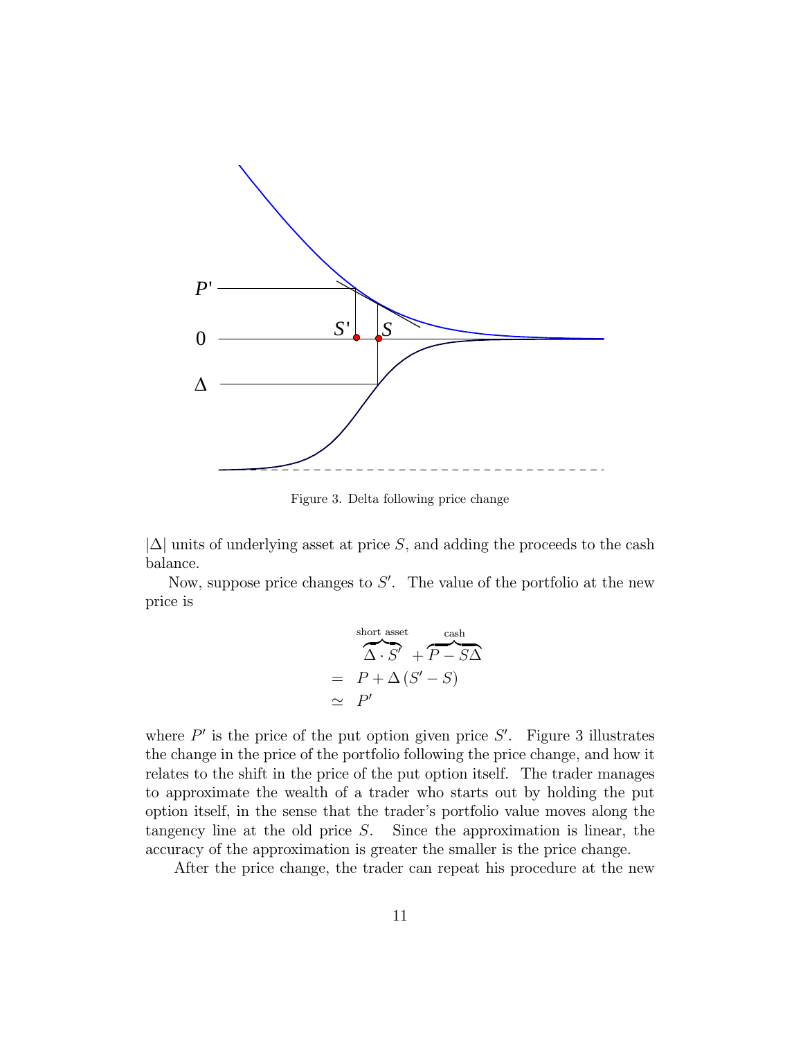Figure 3. Delta following price change

$|\Delta|$ units of underlying asset at price $S$, and adding the proceeds to the cash balance.

Now, suppose price changes to $S'$. The value of the portfolio at the new price is

$$
\begin{aligned}
& \overbrace{\Delta \cdot S'}^{\text{short asset}} + \overbrace{P - S\Delta}^{\text{cash}} \\
= \;& P + \Delta \left( S' - S \right) \\
\simeq \;& P'
\end{aligned}
$$

where $P'$ is the price of the put option given price $S'$. Figure 3 illustrates the change in the price of the portfolio following the price change, and how it relates to the shift in the price of the put option itself. The trader manages to approximate the wealth of a trader who starts out by holding the put option itself, in the sense that the trader's portfolio value moves along the tangency line at the old price $S$. Since the approximation is linear, the accuracy of the approximation is greater the smaller is the price change.

After the price change, the trader can repeat his procedure at the new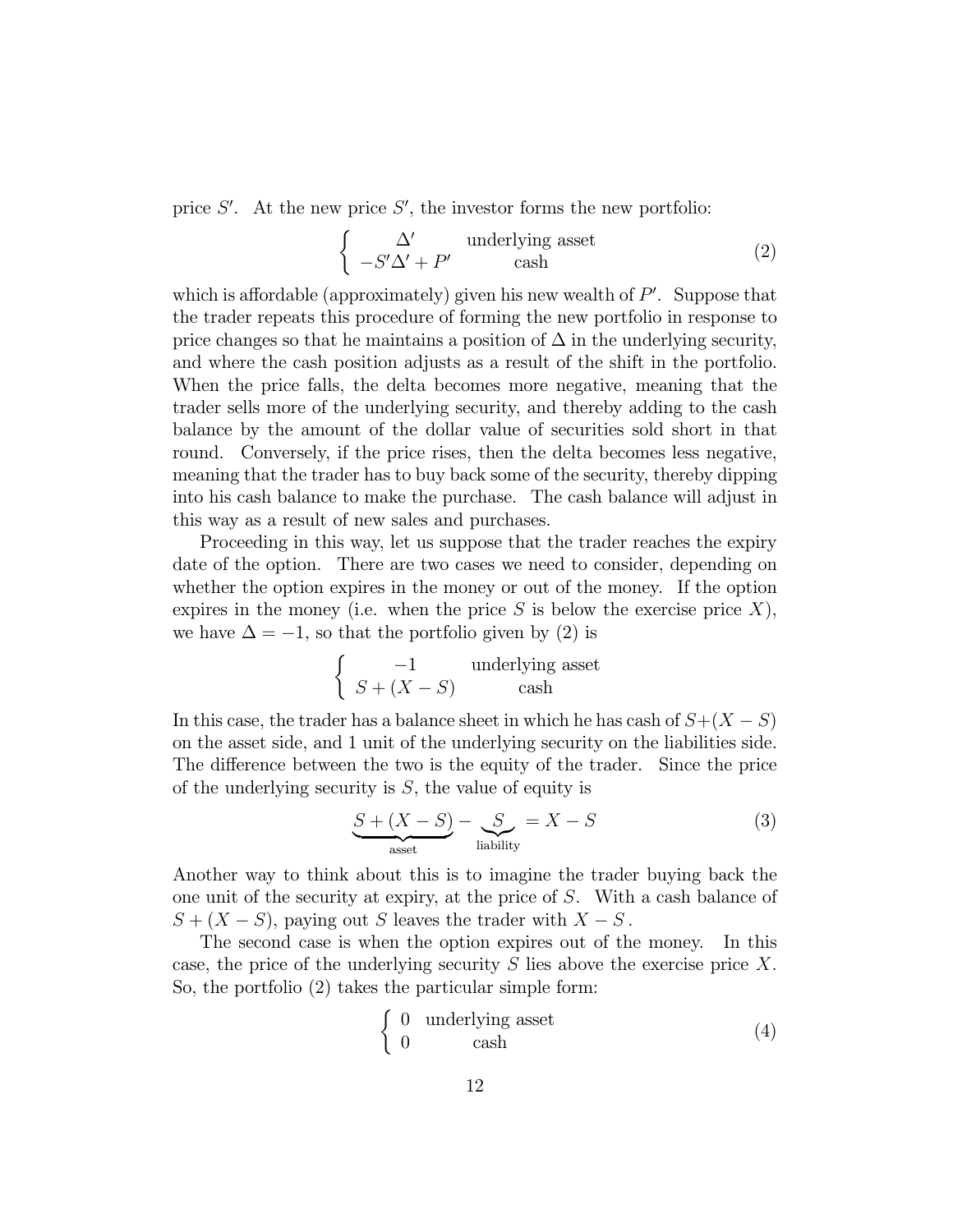price $S'$. At the new price $S'$, the investor forms the new portfolio:

$$\left\{ \begin{array}{cc} \Delta' & \text{underlying asset} \\ -S'\Delta' + P' & \text{cash} \end{array} \right. \tag{2}$$

which is affordable (approximately) given his new wealth of $P'$. Suppose that the trader repeats this procedure of forming the new portfolio in response to price changes so that he maintains a position of $\Delta$ in the underlying security, and where the cash position adjusts as a result of the shift in the portfolio. When the price falls, the delta becomes more negative, meaning that the trader sells more of the underlying security, and thereby adding to the cash balance by the amount of the dollar value of securities sold short in that round. Conversely, if the price rises, then the delta becomes less negative, meaning that the trader has to buy back some of the security, thereby dipping into his cash balance to make the purchase. The cash balance will adjust in this way as a result of new sales and purchases.

Proceeding in this way, let us suppose that the trader reaches the expiry date of the option. There are two cases we need to consider, depending on whether the option expires in the money or out of the money. If the option expires in the money (i.e. when the price $S$ is below the exercise price $X$), we have $\Delta = -1$, so that the portfolio given by (2) is

$$\left\{ \begin{array}{cc} -1 & \text{underlying asset} \\ S + (X - S) & \text{cash} \end{array} \right.$$

In this case, the trader has a balance sheet in which he has cash of $S+(X-S)$ on the asset side, and 1 unit of the underlying security on the liabilities side. The difference between the two is the equity of the trader. Since the price of the underlying security is $S$, the value of equity is

$$\underbrace{S + (X - S)}_{\text{asset}} - \underbrace{S}_{\text{liability}} = X - S \tag{3}$$

Another way to think about this is to imagine the trader buying back the one unit of the security at expiry, at the price of $S$. With a cash balance of $S + (X - S)$, paying out $S$ leaves the trader with $X - S$.

The second case is when the option expires out of the money. In this case, the price of the underlying security $S$ lies above the exercise price $X$. So, the portfolio (2) takes the particular simple form:

$$\left\{ \begin{array}{cc} 0 & \text{underlying asset} \\ 0 & \text{cash} \end{array} \right. \tag{4}$$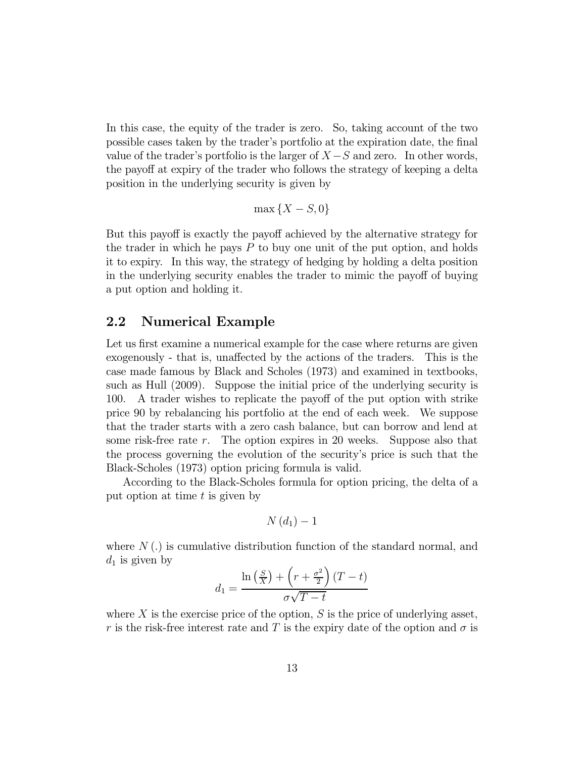In this case, the equity of the trader is zero. So, taking account of the two possible cases taken by the trader's portfolio at the expiration date, the final value of the trader's portfolio is the larger of $X - S$ and zero. In other words, the payoff at expiry of the trader who follows the strategy of keeping a delta position in the underlying security is given by

$$\max \{X - S, 0\}$$

But this payoff is exactly the payoff achieved by the alternative strategy for the trader in which he pays $P$ to buy one unit of the put option, and holds it to expiry. In this way, the strategy of hedging by holding a delta position in the underlying security enables the trader to mimic the payoff of buying a put option and holding it.

## 2.2 Numerical Example

Let us first examine a numerical example for the case where returns are given exogenously - that is, unaffected by the actions of the traders. This is the case made famous by Black and Scholes (1973) and examined in textbooks, such as Hull (2009). Suppose the initial price of the underlying security is 100. A trader wishes to replicate the payoff of the put option with strike price 90 by rebalancing his portfolio at the end of each week. We suppose that the trader starts with a zero cash balance, but can borrow and lend at some risk-free rate $r$. The option expires in 20 weeks. Suppose also that the process governing the evolution of the security's price is such that the Black-Scholes (1973) option pricing formula is valid.

According to the Black-Scholes formula for option pricing, the delta of a put option at time $t$ is given by

$$N(d_1) - 1$$

where $N(.)$ is cumulative distribution function of the standard normal, and $d_1$ is given by

$$d_1 = \frac{\ln\left(\frac{S}{X}\right) + \left(r + \frac{\sigma^2}{2}\right)(T - t)}{\sigma\sqrt{T - t}}$$

where $X$ is the exercise price of the option, $S$ is the price of underlying asset, $r$ is the risk-free interest rate and $T$ is the expiry date of the option and $\sigma$ is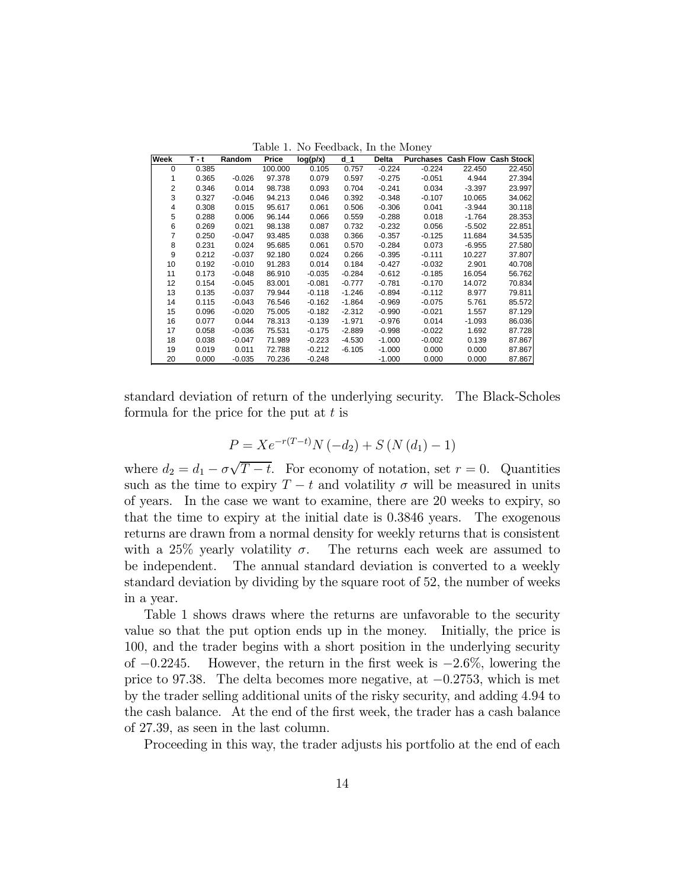Table 1. No Feedback, In the Money

| Week | T - t | Random | Price | log(p/x) | d_1 | Delta | Purchases | Cash Flow | Cash Stock |
|---|---|---|---|---|---|---|---|---|---|
| 0 | 0.385 | | 100.000 | 0.105 | 0.757 | -0.224 | -0.224 | 22.450 | 22.450 |
| 1 | 0.365 | -0.026 | 97.378 | 0.079 | 0.597 | -0.275 | -0.051 | 4.944 | 27.394 |
| 2 | 0.346 | 0.014 | 98.738 | 0.093 | 0.704 | -0.241 | 0.034 | -3.397 | 23.997 |
| 3 | 0.327 | -0.046 | 94.213 | 0.046 | 0.392 | -0.348 | -0.107 | 10.065 | 34.062 |
| 4 | 0.308 | 0.015 | 95.617 | 0.061 | 0.506 | -0.306 | 0.041 | -3.944 | 30.118 |
| 5 | 0.288 | 0.006 | 96.144 | 0.066 | 0.559 | -0.288 | 0.018 | -1.764 | 28.353 |
| 6 | 0.269 | 0.021 | 98.138 | 0.087 | 0.732 | -0.232 | 0.056 | -5.502 | 22.851 |
| 7 | 0.250 | -0.047 | 93.485 | 0.038 | 0.366 | -0.357 | -0.125 | 11.684 | 34.535 |
| 8 | 0.231 | 0.024 | 95.685 | 0.061 | 0.570 | -0.284 | 0.073 | -6.955 | 27.580 |
| 9 | 0.212 | -0.037 | 92.180 | 0.024 | 0.266 | -0.395 | -0.111 | 10.227 | 37.807 |
| 10 | 0.192 | -0.010 | 91.283 | 0.014 | 0.184 | -0.427 | -0.032 | 2.901 | 40.708 |
| 11 | 0.173 | -0.048 | 86.910 | -0.035 | -0.284 | -0.612 | -0.185 | 16.054 | 56.762 |
| 12 | 0.154 | -0.045 | 83.001 | -0.081 | -0.777 | -0.781 | -0.170 | 14.072 | 70.834 |
| 13 | 0.135 | -0.037 | 79.944 | -0.118 | -1.246 | -0.894 | -0.112 | 8.977 | 79.811 |
| 14 | 0.115 | -0.043 | 76.546 | -0.162 | -1.864 | -0.969 | -0.075 | 5.761 | 85.572 |
| 15 | 0.096 | -0.020 | 75.005 | -0.182 | -2.312 | -0.990 | -0.021 | 1.557 | 87.129 |
| 16 | 0.077 | 0.044 | 78.313 | -0.139 | -1.971 | -0.976 | 0.014 | -1.093 | 86.036 |
| 17 | 0.058 | -0.036 | 75.531 | -0.175 | -2.889 | -0.998 | -0.022 | 1.692 | 87.728 |
| 18 | 0.038 | -0.047 | 71.989 | -0.223 | -4.530 | -1.000 | -0.002 | 0.139 | 87.867 |
| 19 | 0.019 | 0.011 | 72.788 | -0.212 | -6.105 | -1.000 | 0.000 | 0.000 | 87.867 |
| 20 | 0.000 | -0.035 | 70.236 | -0.248 | | -1.000 | 0.000 | 0.000 | 87.867 |

standard deviation of return of the underlying security. The Black-Scholes formula for the price for the put at $t$ is

$$P = Xe^{-r(T-t)}N(-d_2) + S(N(d_1) - 1)$$

where $d_2 = d_1 - \sigma\sqrt{T-t}$. For economy of notation, set $r = 0$. Quantities such as the time to expiry $T - t$ and volatility $\sigma$ will be measured in units of years. In the case we want to examine, there are 20 weeks to expiry, so that the time to expiry at the initial date is 0.3846 years. The exogenous returns are drawn from a normal density for weekly returns that is consistent with a 25% yearly volatility $\sigma$. The returns each week are assumed to be independent. The annual standard deviation is converted to a weekly standard deviation by dividing by the square root of 52, the number of weeks in a year.

Table 1 shows draws where the returns are unfavorable to the security value so that the put option ends up in the money. Initially, the price is 100, and the trader begins with a short position in the underlying security of $-0.2245$. However, the return in the first week is $-2.6\%$, lowering the price to 97.38. The delta becomes more negative, at $-0.2753$, which is met by the trader selling additional units of the risky security, and adding 4.94 to the cash balance. At the end of the first week, the trader has a cash balance of 27.39, as seen in the last column.

Proceeding in this way, the trader adjusts his portfolio at the end of each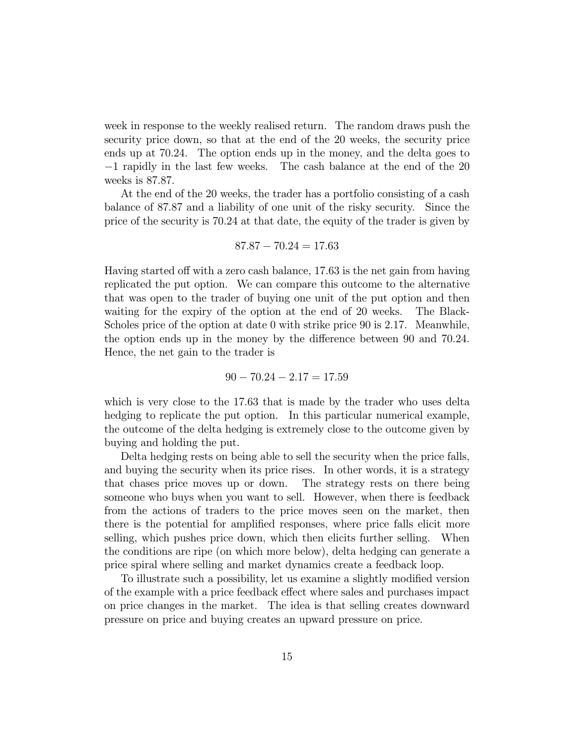week in response to the weekly realised return. The random draws push the security price down, so that at the end of the 20 weeks, the security price ends up at 70.24. The option ends up in the money, and the delta goes to $-1$ rapidly in the last few weeks. The cash balance at the end of the 20 weeks is 87.87.

At the end of the 20 weeks, the trader has a portfolio consisting of a cash balance of 87.87 and a liability of one unit of the risky security. Since the price of the security is 70.24 at that date, the equity of the trader is given by

$$87.87 - 70.24 = 17.63$$

Having started off with a zero cash balance, 17.63 is the net gain from having replicated the put option. We can compare this outcome to the alternative that was open to the trader of buying one unit of the put option and then waiting for the expiry of the option at the end of 20 weeks. The Black-Scholes price of the option at date 0 with strike price 90 is 2.17. Meanwhile, the option ends up in the money by the difference between 90 and 70.24. Hence, the net gain to the trader is

$$90 - 70.24 - 2.17 = 17.59$$

which is very close to the 17.63 that is made by the trader who uses delta hedging to replicate the put option. In this particular numerical example, the outcome of the delta hedging is extremely close to the outcome given by buying and holding the put.

Delta hedging rests on being able to sell the security when the price falls, and buying the security when its price rises. In other words, it is a strategy that chases price moves up or down. The strategy rests on there being someone who buys when you want to sell. However, when there is feedback from the actions of traders to the price moves seen on the market, then there is the potential for amplified responses, where price falls elicit more selling, which pushes price down, which then elicits further selling. When the conditions are ripe (on which more below), delta hedging can generate a price spiral where selling and market dynamics create a feedback loop.

To illustrate such a possibility, let us examine a slightly modified version of the example with a price feedback effect where sales and purchases impact on price changes in the market. The idea is that selling creates downward pressure on price and buying creates an upward pressure on price.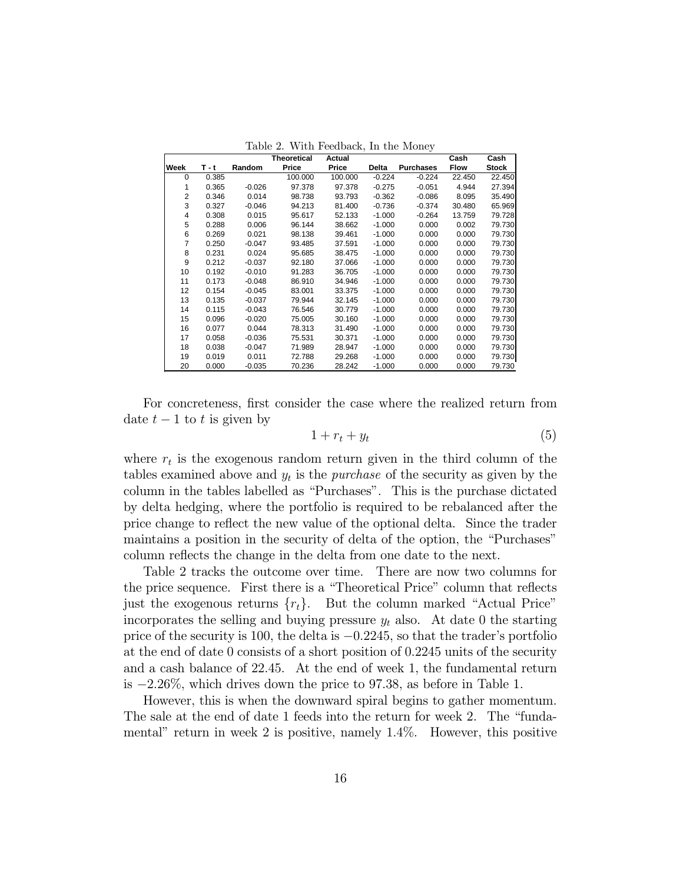Table 2. With Feedback, In the Money

| Week | T - t | Random | Theoretical Price | Actual Price | Delta | Purchases | Cash Flow | Cash Stock |
|---|---|---|---|---|---|---|---|---|
| 0 | 0.385 | | 100.000 | 100.000 | -0.224 | -0.224 | 22.450 | 22.450 |
| 1 | 0.365 | -0.026 | 97.378 | 97.378 | -0.275 | -0.051 | 4.944 | 27.394 |
| 2 | 0.346 | 0.014 | 98.738 | 93.793 | -0.362 | -0.086 | 8.095 | 35.490 |
| 3 | 0.327 | -0.046 | 94.213 | 81.400 | -0.736 | -0.374 | 30.480 | 65.969 |
| 4 | 0.308 | 0.015 | 95.617 | 52.133 | -1.000 | -0.264 | 13.759 | 79.728 |
| 5 | 0.288 | 0.006 | 96.144 | 38.662 | -1.000 | 0.000 | 0.002 | 79.730 |
| 6 | 0.269 | 0.021 | 98.138 | 39.461 | -1.000 | 0.000 | 0.000 | 79.730 |
| 7 | 0.250 | -0.047 | 93.485 | 37.591 | -1.000 | 0.000 | 0.000 | 79.730 |
| 8 | 0.231 | 0.024 | 95.685 | 38.475 | -1.000 | 0.000 | 0.000 | 79.730 |
| 9 | 0.212 | -0.037 | 92.180 | 37.066 | -1.000 | 0.000 | 0.000 | 79.730 |
| 10 | 0.192 | -0.010 | 91.283 | 36.705 | -1.000 | 0.000 | 0.000 | 79.730 |
| 11 | 0.173 | -0.048 | 86.910 | 34.946 | -1.000 | 0.000 | 0.000 | 79.730 |
| 12 | 0.154 | -0.045 | 83.001 | 33.375 | -1.000 | 0.000 | 0.000 | 79.730 |
| 13 | 0.135 | -0.037 | 79.944 | 32.145 | -1.000 | 0.000 | 0.000 | 79.730 |
| 14 | 0.115 | -0.043 | 76.546 | 30.779 | -1.000 | 0.000 | 0.000 | 79.730 |
| 15 | 0.096 | -0.020 | 75.005 | 30.160 | -1.000 | 0.000 | 0.000 | 79.730 |
| 16 | 0.077 | 0.044 | 78.313 | 31.490 | -1.000 | 0.000 | 0.000 | 79.730 |
| 17 | 0.058 | -0.036 | 75.531 | 30.371 | -1.000 | 0.000 | 0.000 | 79.730 |
| 18 | 0.038 | -0.047 | 71.989 | 28.947 | -1.000 | 0.000 | 0.000 | 79.730 |
| 19 | 0.019 | 0.011 | 72.788 | 29.268 | -1.000 | 0.000 | 0.000 | 79.730 |
| 20 | 0.000 | -0.035 | 70.236 | 28.242 | -1.000 | 0.000 | 0.000 | 79.730 |

For concreteness, first consider the case where the realized return from date $t-1$ to $t$ is given by

$$1 + r_t + y_t \tag{5}$$

where $r_t$ is the exogenous random return given in the third column of the tables examined above and $y_t$ is the *purchase* of the security as given by the column in the tables labelled as "Purchases". This is the purchase dictated by delta hedging, where the portfolio is required to be rebalanced after the price change to reflect the new value of the optional delta. Since the trader maintains a position in the security of delta of the option, the "Purchases" column reflects the change in the delta from one date to the next.

Table 2 tracks the outcome over time. There are now two columns for the price sequence. First there is a "Theoretical Price" column that reflects just the exogenous returns $\{r_t\}$. But the column marked "Actual Price" incorporates the selling and buying pressure $y_t$ also. At date 0 the starting price of the security is 100, the delta is $-0.2245$, so that the trader's portfolio at the end of date 0 consists of a short position of 0.2245 units of the security and a cash balance of 22.45. At the end of week 1, the fundamental return is $-2.26\%$, which drives down the price to 97.38, as before in Table 1.

However, this is when the downward spiral begins to gather momentum. The sale at the end of date 1 feeds into the return for week 2. The "fundamental" return in week 2 is positive, namely 1.4%. However, this positive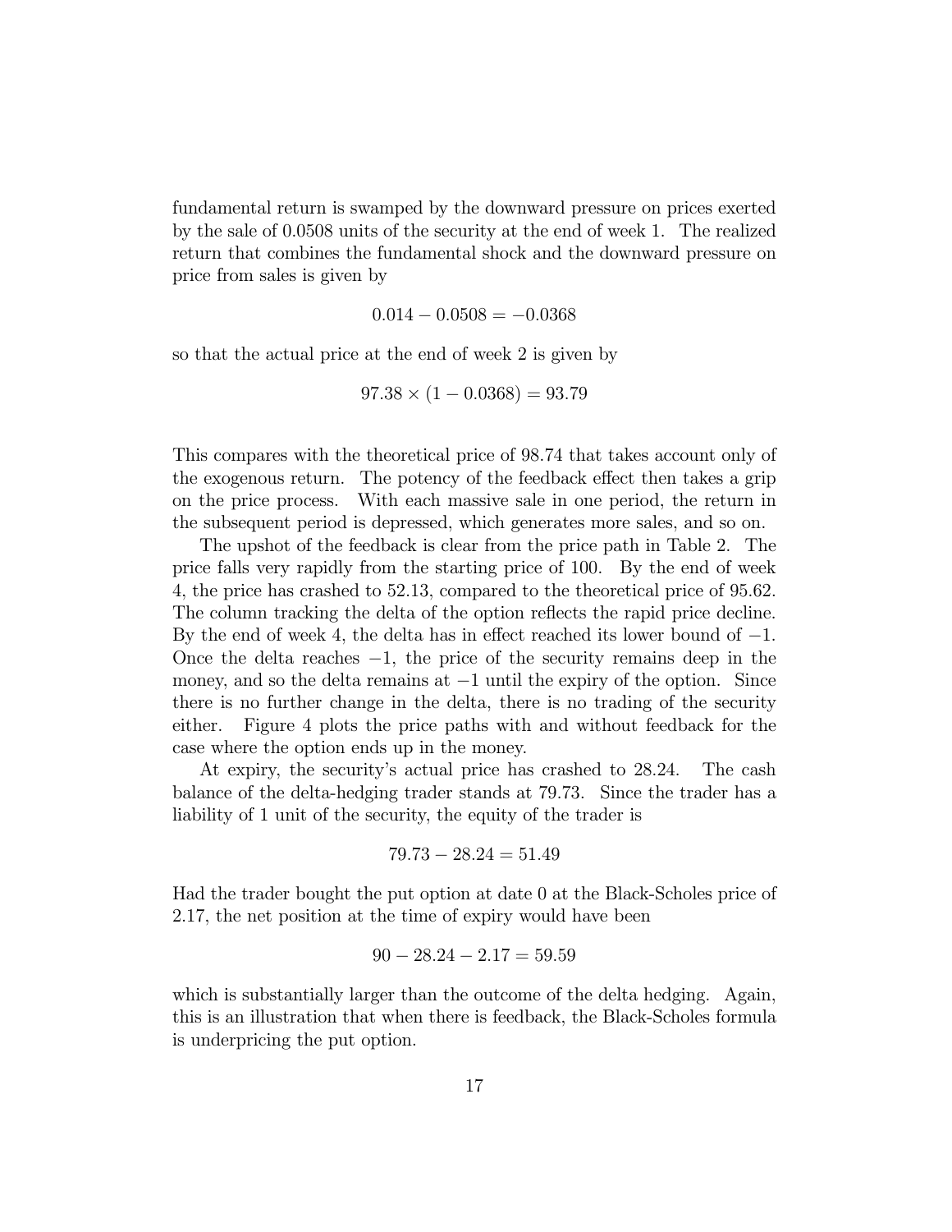fundamental return is swamped by the downward pressure on prices exerted by the sale of 0.0508 units of the security at the end of week 1. The realized return that combines the fundamental shock and the downward pressure on price from sales is given by

$$0.014 - 0.0508 = -0.0368$$

so that the actual price at the end of week 2 is given by

$$97.38 \times (1 - 0.0368) = 93.79$$

This compares with the theoretical price of 98.74 that takes account only of the exogenous return. The potency of the feedback effect then takes a grip on the price process. With each massive sale in one period, the return in the subsequent period is depressed, which generates more sales, and so on.

The upshot of the feedback is clear from the price path in Table 2. The price falls very rapidly from the starting price of 100. By the end of week 4, the price has crashed to 52.13, compared to the theoretical price of 95.62. The column tracking the delta of the option reflects the rapid price decline. By the end of week 4, the delta has in effect reached its lower bound of $-1$. Once the delta reaches $-1$, the price of the security remains deep in the money, and so the delta remains at $-1$ until the expiry of the option. Since there is no further change in the delta, there is no trading of the security either. Figure 4 plots the price paths with and without feedback for the case where the option ends up in the money.

At expiry, the security's actual price has crashed to 28.24. The cash balance of the delta-hedging trader stands at 79.73. Since the trader has a liability of 1 unit of the security, the equity of the trader is

$$79.73 - 28.24 = 51.49$$

Had the trader bought the put option at date 0 at the Black-Scholes price of 2.17, the net position at the time of expiry would have been

$$90 - 28.24 - 2.17 = 59.59$$

which is substantially larger than the outcome of the delta hedging. Again, this is an illustration that when there is feedback, the Black-Scholes formula is underpricing the put option.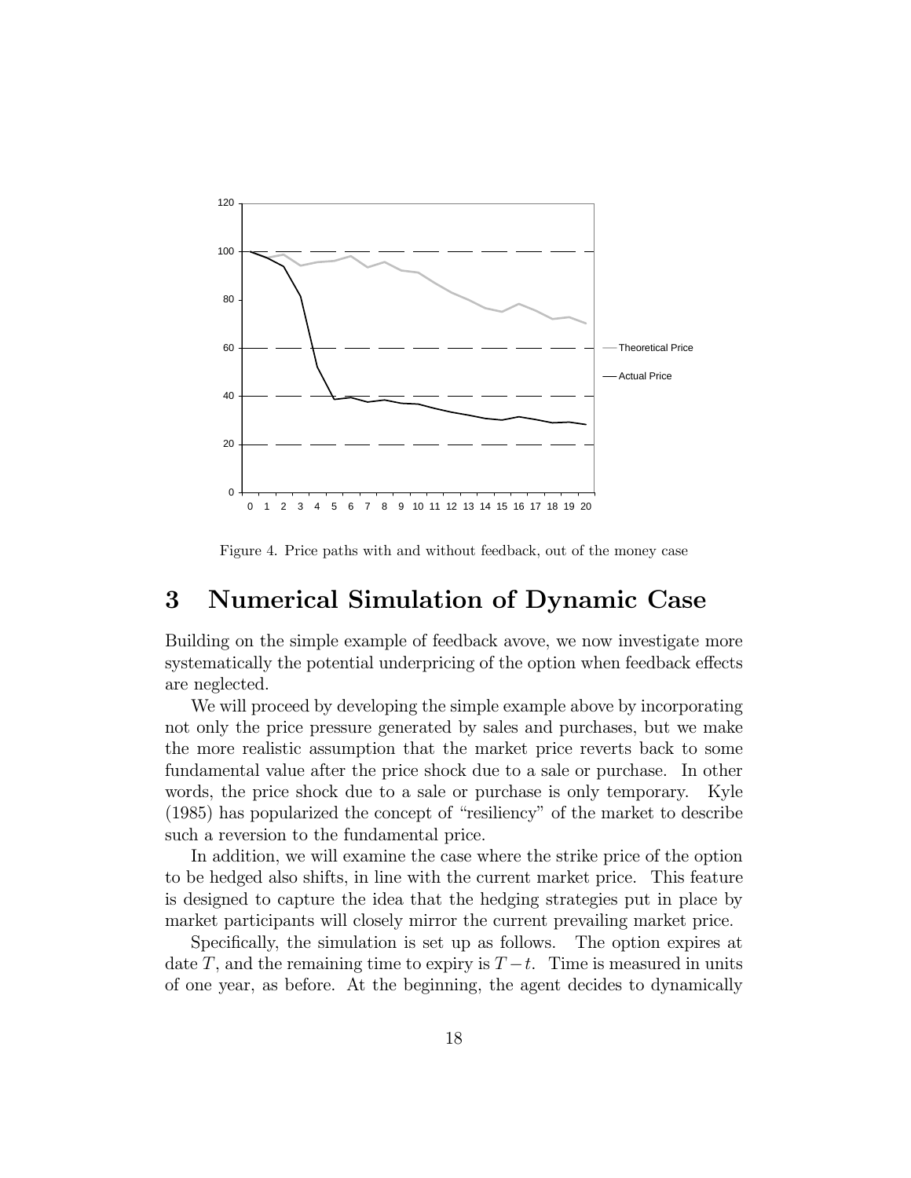Figure 4. Price paths with and without feedback, out of the money case

## 3 Numerical Simulation of Dynamic Case

Building on the simple example of feedback avove, we now investigate more systematically the potential underpricing of the option when feedback effects are neglected.

We will proceed by developing the simple example above by incorporating not only the price pressure generated by sales and purchases, but we make the more realistic assumption that the market price reverts back to some fundamental value after the price shock due to a sale or purchase. In other words, the price shock due to a sale or purchase is only temporary. Kyle (1985) has popularized the concept of "resiliency" of the market to describe such a reversion to the fundamental price.

In addition, we will examine the case where the strike price of the option to be hedged also shifts, in line with the current market price. This feature is designed to capture the idea that the hedging strategies put in place by market participants will closely mirror the current prevailing market price.

Specifically, the simulation is set up as follows. The option expires at date $T$, and the remaining time to expiry is $T - t$. Time is measured in units of one year, as before. At the beginning, the agent decides to dynamically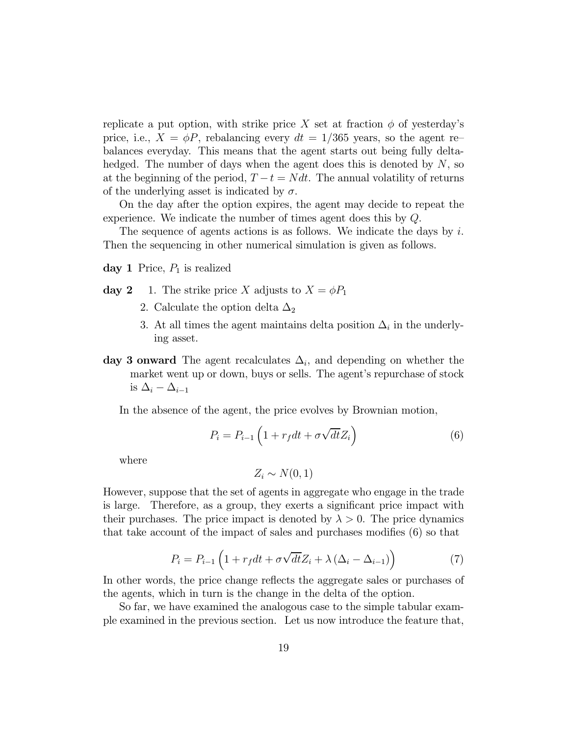replicate a put option, with strike price $X$ set at fraction $\phi$ of yesterday's price, i.e., $X = \phi P$, rebalancing every $dt = 1/365$ years, so the agent re–balances everyday. This means that the agent starts out being fully delta-hedged. The number of days when the agent does this is denoted by $N$, so at the beginning of the period, $T - t = N dt$. The annual volatility of returns of the underlying asset is indicated by $\sigma$.

On the day after the option expires, the agent may decide to repeat the experience. We indicate the number of times agent does this by $Q$.

The sequence of agents actions is as follows. We indicate the days by $i$. Then the sequencing in other numerical simulation is given as follows.

**day 1** Price, $P_1$ is realized

**day 2**
1. The strike price $X$ adjusts to $X = \phi P_1$
2. Calculate the option delta $\Delta_2$
3. At all times the agent maintains delta position $\Delta_i$ in the underlying asset.

**day 3 onward** The agent recalculates $\Delta_i$, and depending on whether the market went up or down, buys or sells. The agent's repurchase of stock is $\Delta_i - \Delta_{i-1}$

In the absence of the agent, the price evolves by Brownian motion,

$$P_i = P_{i-1} \left( 1 + r_f dt + \sigma \sqrt{dt} Z_i \right) \tag{6}$$

where

$$Z_i \sim N(0, 1)$$

However, suppose that the set of agents in aggregate who engage in the trade is large. Therefore, as a group, they exerts a significant price impact with their purchases. The price impact is denoted by $\lambda > 0$. The price dynamics that take account of the impact of sales and purchases modifies (6) so that

$$P_i = P_{i-1} \left( 1 + r_f dt + \sigma \sqrt{dt} Z_i + \lambda \left( \Delta_i - \Delta_{i-1} \right) \right) \tag{7}$$

In other words, the price change reflects the aggregate sales or purchases of the agents, which in turn is the change in the delta of the option.

So far, we have examined the analogous case to the simple tabular example examined in the previous section. Let us now introduce the feature that,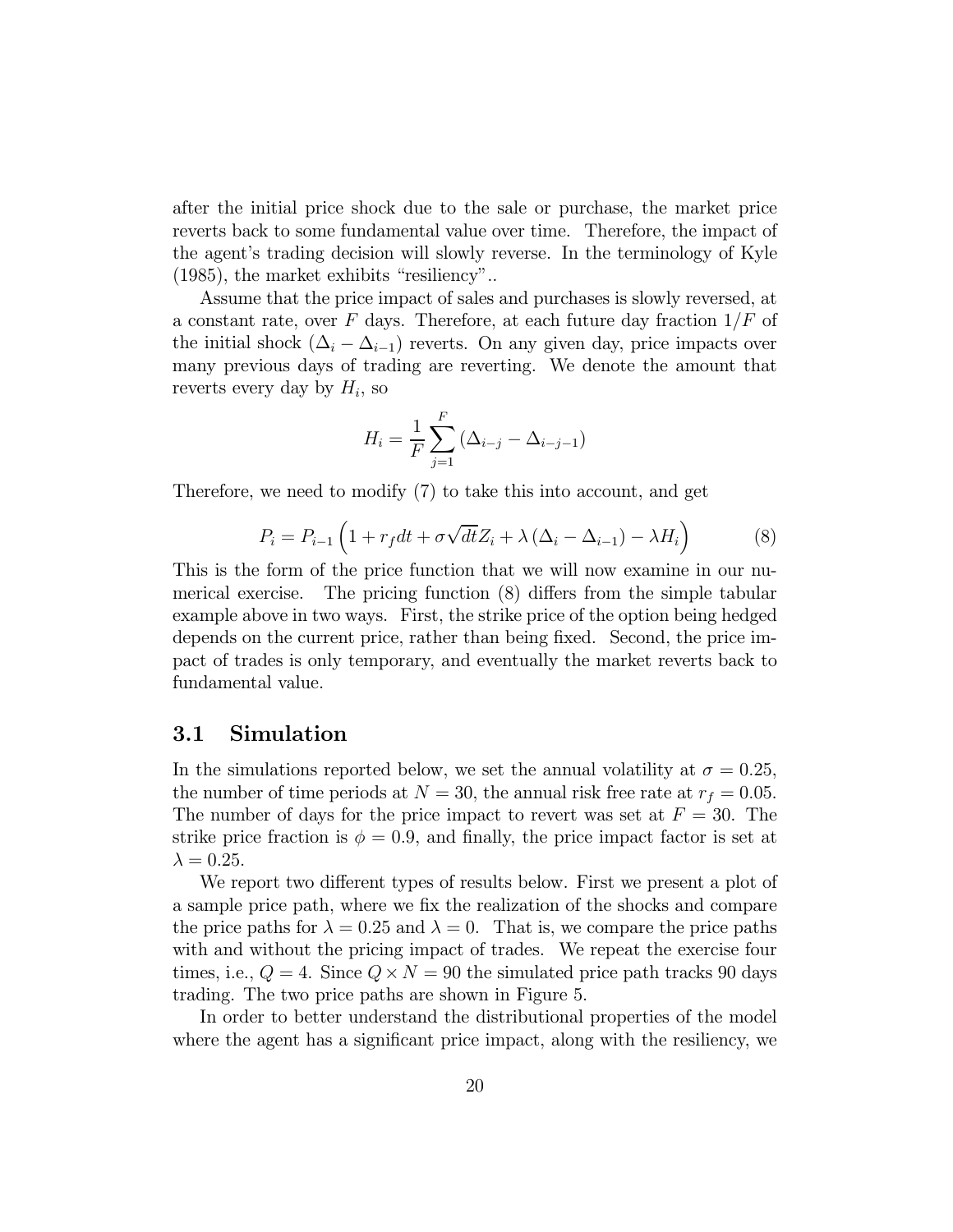after the initial price shock due to the sale or purchase, the market price reverts back to some fundamental value over time. Therefore, the impact of the agent's trading decision will slowly reverse. In the terminology of Kyle (1985), the market exhibits "resiliency"..

Assume that the price impact of sales and purchases is slowly reversed, at a constant rate, over $F$ days. Therefore, at each future day fraction $1/F$ of the initial shock $(\Delta_i - \Delta_{i-1})$ reverts. On any given day, price impacts over many previous days of trading are reverting. We denote the amount that reverts every day by $H_i$, so

$$H_i = \frac{1}{F} \sum_{j=1}^{F} (\Delta_{i-j} - \Delta_{i-j-1})$$

Therefore, we need to modify (7) to take this into account, and get

$$P_i = P_{i-1} \left( 1 + r_f dt + \sigma \sqrt{dt} Z_i + \lambda (\Delta_i - \Delta_{i-1}) - \lambda H_i \right) \tag{8}$$

This is the form of the price function that we will now examine in our numerical exercise. The pricing function (8) differs from the simple tabular example above in two ways. First, the strike price of the option being hedged depends on the current price, rather than being fixed. Second, the price impact of trades is only temporary, and eventually the market reverts back to fundamental value.

## 3.1 Simulation

In the simulations reported below, we set the annual volatility at $\sigma = 0.25$, the number of time periods at $N = 30$, the annual risk free rate at $r_f = 0.05$. The number of days for the price impact to revert was set at $F = 30$. The strike price fraction is $\phi = 0.9$, and finally, the price impact factor is set at $\lambda = 0.25$.

We report two different types of results below. First we present a plot of a sample price path, where we fix the realization of the shocks and compare the price paths for $\lambda = 0.25$ and $\lambda = 0$. That is, we compare the price paths with and without the pricing impact of trades. We repeat the exercise four times, i.e., $Q = 4$. Since $Q \times N = 90$ the simulated price path tracks 90 days trading. The two price paths are shown in Figure 5.

In order to better understand the distributional properties of the model where the agent has a significant price impact, along with the resiliency, we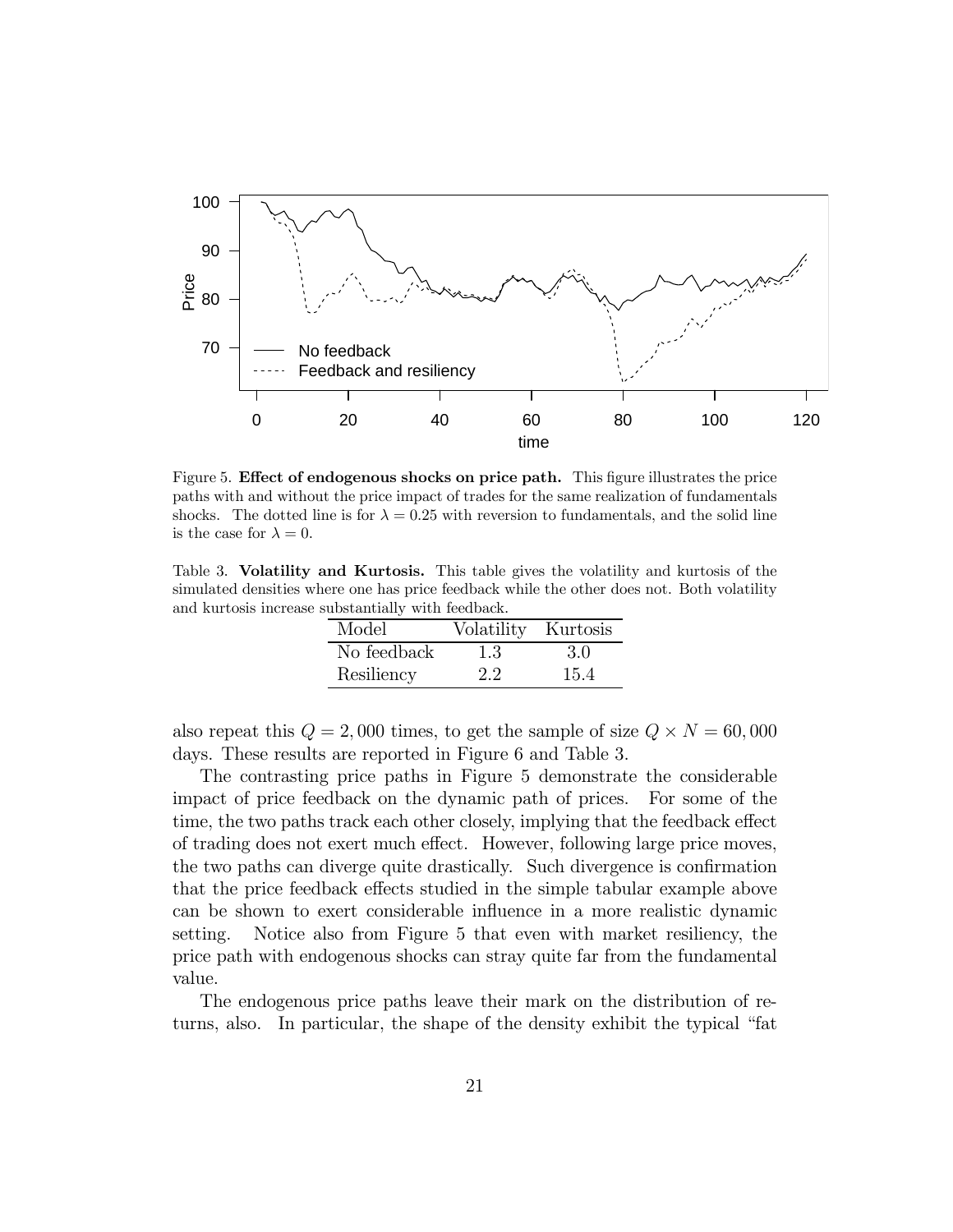Figure 5. **Effect of endogenous shocks on price path.** This figure illustrates the price paths with and without the price impact of trades for the same realization of fundamentals shocks. The dotted line is for $\lambda = 0.25$ with reversion to fundamentals, and the solid line is the case for $\lambda = 0$.

Table 3. **Volatility and Kurtosis.** This table gives the volatility and kurtosis of the simulated densities where one has price feedback while the other does not. Both volatility and kurtosis increase substantially with feedback.

| Model | Volatility | Kurtosis |
|---|---|---|
| No feedback | 1.3 | 3.0 |
| Resiliency | 2.2 | 15.4 |

also repeat this $Q = 2,000$ times, to get the sample of size $Q \times N = 60,000$ days. These results are reported in Figure 6 and Table 3.

The contrasting price paths in Figure 5 demonstrate the considerable impact of price feedback on the dynamic path of prices. For some of the time, the two paths track each other closely, implying that the feedback effect of trading does not exert much effect. However, following large price moves, the two paths can diverge quite drastically. Such divergence is confirmation that the price feedback effects studied in the simple tabular example above can be shown to exert considerable influence in a more realistic dynamic setting. Notice also from Figure 5 that even with market resiliency, the price path with endogenous shocks can stray quite far from the fundamental value.

The endogenous price paths leave their mark on the distribution of returns, also. In particular, the shape of the density exhibit the typical "fat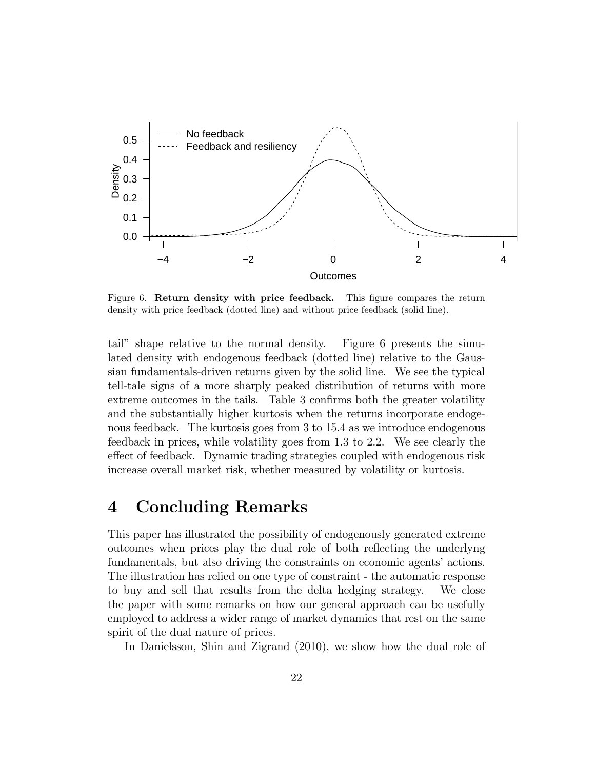Figure 6. **Return density with price feedback.** This figure compares the return density with price feedback (dotted line) and without price feedback (solid line).

tail" shape relative to the normal density. Figure 6 presents the simulated density with endogenous feedback (dotted line) relative to the Gaussian fundamentals-driven returns given by the solid line. We see the typical tell-tale signs of a more sharply peaked distribution of returns with more extreme outcomes in the tails. Table 3 confirms both the greater volatility and the substantially higher kurtosis when the returns incorporate endogenous feedback. The kurtosis goes from 3 to 15.4 as we introduce endogenous feedback in prices, while volatility goes from 1.3 to 2.2. We see clearly the effect of feedback. Dynamic trading strategies coupled with endogenous risk increase overall market risk, whether measured by volatility or kurtosis.

# 4 Concluding Remarks

This paper has illustrated the possibility of endogenously generated extreme outcomes when prices play the dual role of both reflecting the underlyng fundamentals, but also driving the constraints on economic agents' actions. The illustration has relied on one type of constraint - the automatic response to buy and sell that results from the delta hedging strategy. We close the paper with some remarks on how our general approach can be usefully employed to address a wider range of market dynamics that rest on the same spirit of the dual nature of prices.

In Danielsson, Shin and Zigrand (2010), we show how the dual role of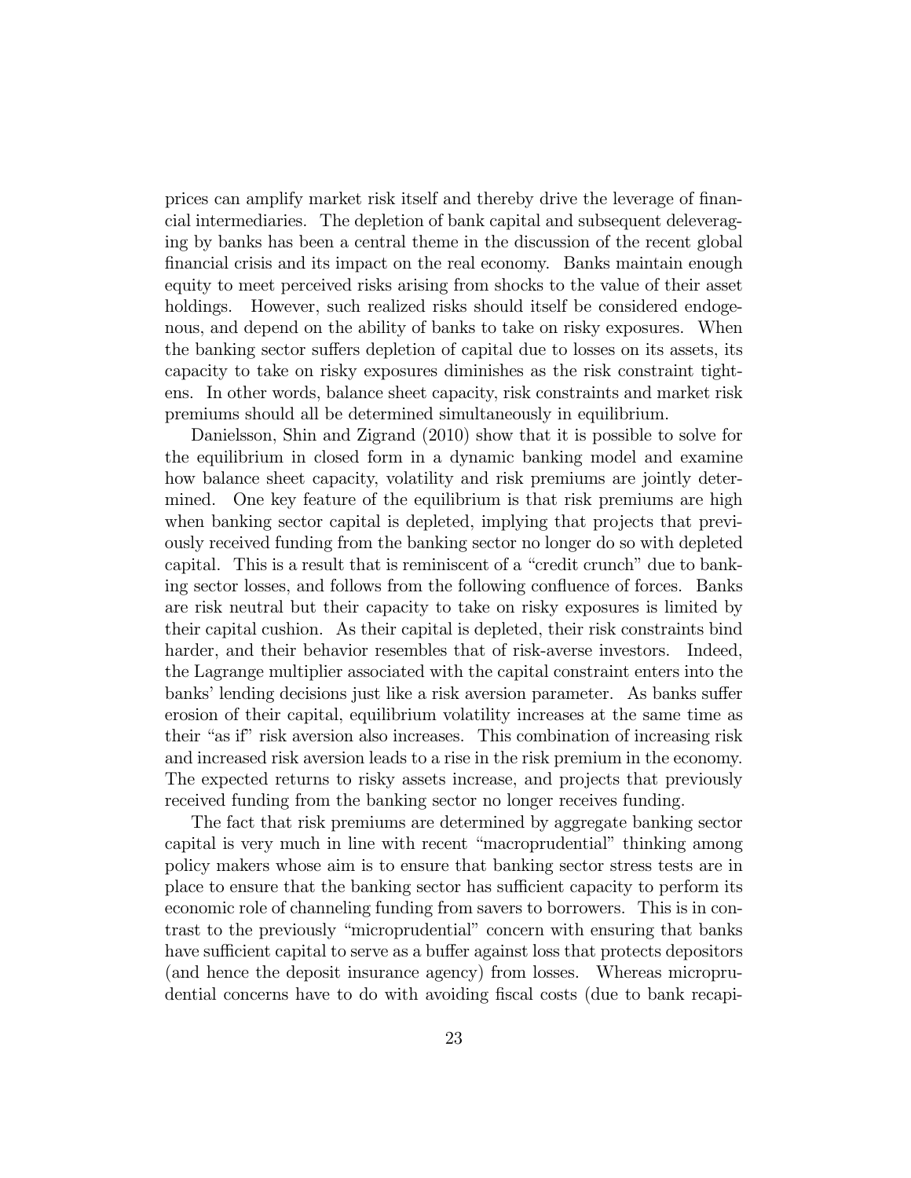prices can amplify market risk itself and thereby drive the leverage of financial intermediaries. The depletion of bank capital and subsequent deleveraging by banks has been a central theme in the discussion of the recent global financial crisis and its impact on the real economy. Banks maintain enough equity to meet perceived risks arising from shocks to the value of their asset holdings. However, such realized risks should itself be considered endogenous, and depend on the ability of banks to take on risky exposures. When the banking sector suffers depletion of capital due to losses on its assets, its capacity to take on risky exposures diminishes as the risk constraint tightens. In other words, balance sheet capacity, risk constraints and market risk premiums should all be determined simultaneously in equilibrium.

Danielsson, Shin and Zigrand (2010) show that it is possible to solve for the equilibrium in closed form in a dynamic banking model and examine how balance sheet capacity, volatility and risk premiums are jointly determined. One key feature of the equilibrium is that risk premiums are high when banking sector capital is depleted, implying that projects that previously received funding from the banking sector no longer do so with depleted capital. This is a result that is reminiscent of a "credit crunch" due to banking sector losses, and follows from the following confluence of forces. Banks are risk neutral but their capacity to take on risky exposures is limited by their capital cushion. As their capital is depleted, their risk constraints bind harder, and their behavior resembles that of risk-averse investors. Indeed, the Lagrange multiplier associated with the capital constraint enters into the banks' lending decisions just like a risk aversion parameter. As banks suffer erosion of their capital, equilibrium volatility increases at the same time as their "as if" risk aversion also increases. This combination of increasing risk and increased risk aversion leads to a rise in the risk premium in the economy. The expected returns to risky assets increase, and projects that previously received funding from the banking sector no longer receives funding.

The fact that risk premiums are determined by aggregate banking sector capital is very much in line with recent "macroprudential" thinking among policy makers whose aim is to ensure that banking sector stress tests are in place to ensure that the banking sector has sufficient capacity to perform its economic role of channeling funding from savers to borrowers. This is in contrast to the previously "microprudential" concern with ensuring that banks have sufficient capital to serve as a buffer against loss that protects depositors (and hence the deposit insurance agency) from losses. Whereas microprudential concerns have to do with avoiding fiscal costs (due to bank recapi-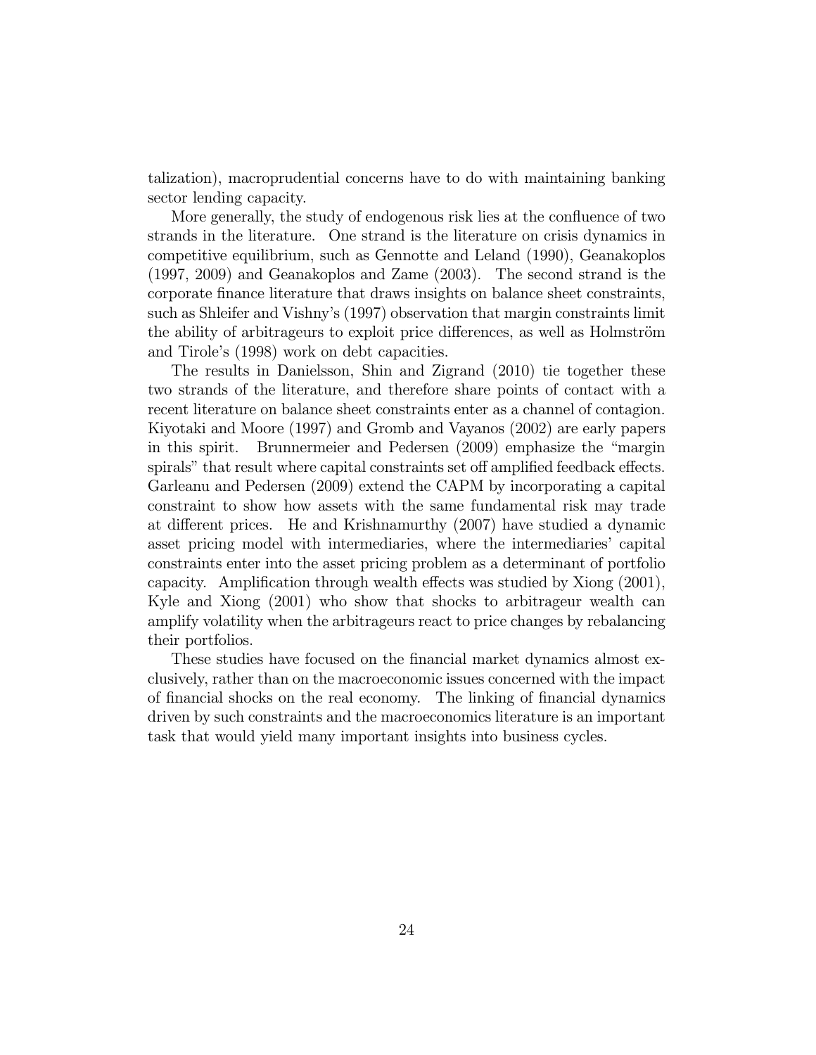talization), macroprudential concerns have to do with maintaining banking sector lending capacity.

More generally, the study of endogenous risk lies at the confluence of two strands in the literature. One strand is the literature on crisis dynamics in competitive equilibrium, such as Gennotte and Leland (1990), Geanakoplos (1997, 2009) and Geanakoplos and Zame (2003). The second strand is the corporate finance literature that draws insights on balance sheet constraints, such as Shleifer and Vishny's (1997) observation that margin constraints limit the ability of arbitrageurs to exploit price differences, as well as Holmström and Tirole's (1998) work on debt capacities.

The results in Danielsson, Shin and Zigrand (2010) tie together these two strands of the literature, and therefore share points of contact with a recent literature on balance sheet constraints enter as a channel of contagion. Kiyotaki and Moore (1997) and Gromb and Vayanos (2002) are early papers in this spirit. Brunnermeier and Pedersen (2009) emphasize the "margin spirals" that result where capital constraints set off amplified feedback effects. Garleanu and Pedersen (2009) extend the CAPM by incorporating a capital constraint to show how assets with the same fundamental risk may trade at different prices. He and Krishnamurthy (2007) have studied a dynamic asset pricing model with intermediaries, where the intermediaries' capital constraints enter into the asset pricing problem as a determinant of portfolio capacity. Amplification through wealth effects was studied by Xiong (2001), Kyle and Xiong (2001) who show that shocks to arbitrageur wealth can amplify volatility when the arbitrageurs react to price changes by rebalancing their portfolios.

These studies have focused on the financial market dynamics almost exclusively, rather than on the macroeconomic issues concerned with the impact of financial shocks on the real economy. The linking of financial dynamics driven by such constraints and the macroeconomics literature is an important task that would yield many important insights into business cycles.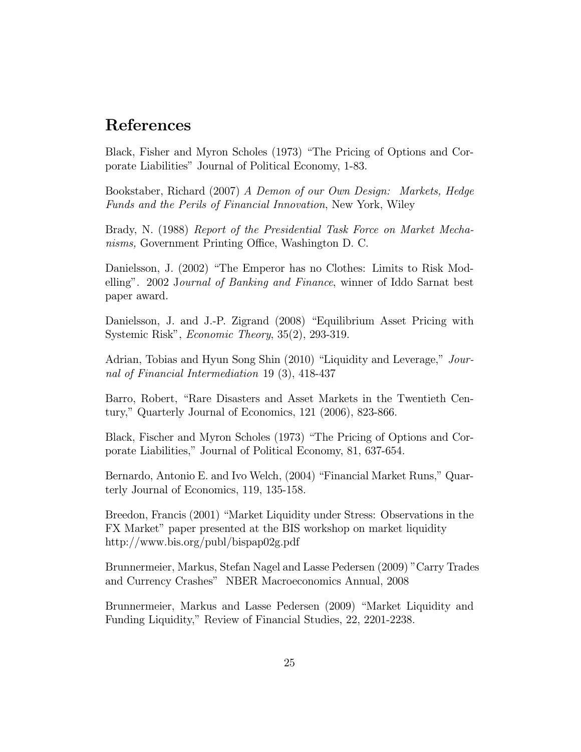# References

Black, Fisher and Myron Scholes (1973) "The Pricing of Options and Corporate Liabilities" Journal of Political Economy, 1-83.

Bookstaber, Richard (2007) *A Demon of our Own Design: Markets, Hedge Funds and the Perils of Financial Innovation*, New York, Wiley

Brady, N. (1988) *Report of the Presidential Task Force on Market Mechanisms,* Government Printing Office, Washington D. C.

Danielsson, J. (2002) "The Emperor has no Clothes: Limits to Risk Modelling". 2002 J*ournal of Banking and Finance*, winner of Iddo Sarnat best paper award.

Danielsson, J. and J.-P. Zigrand (2008) "Equilibrium Asset Pricing with Systemic Risk", *Economic Theory*, 35(2), 293-319.

Adrian, Tobias and Hyun Song Shin (2010) "Liquidity and Leverage," *Journal of Financial Intermediation* 19 (3), 418-437

Barro, Robert, "Rare Disasters and Asset Markets in the Twentieth Century," Quarterly Journal of Economics, 121 (2006), 823-866.

Black, Fischer and Myron Scholes (1973) "The Pricing of Options and Corporate Liabilities," Journal of Political Economy, 81, 637-654.

Bernardo, Antonio E. and Ivo Welch, (2004) "Financial Market Runs," Quarterly Journal of Economics, 119, 135-158.

Breedon, Francis (2001) "Market Liquidity under Stress: Observations in the FX Market" paper presented at the BIS workshop on market liquidity http://www.bis.org/publ/bispap02g.pdf

Brunnermeier, Markus, Stefan Nagel and Lasse Pedersen (2009) "Carry Trades and Currency Crashes" NBER Macroeconomics Annual, 2008

Brunnermeier, Markus and Lasse Pedersen (2009) "Market Liquidity and Funding Liquidity," Review of Financial Studies, 22, 2201-2238.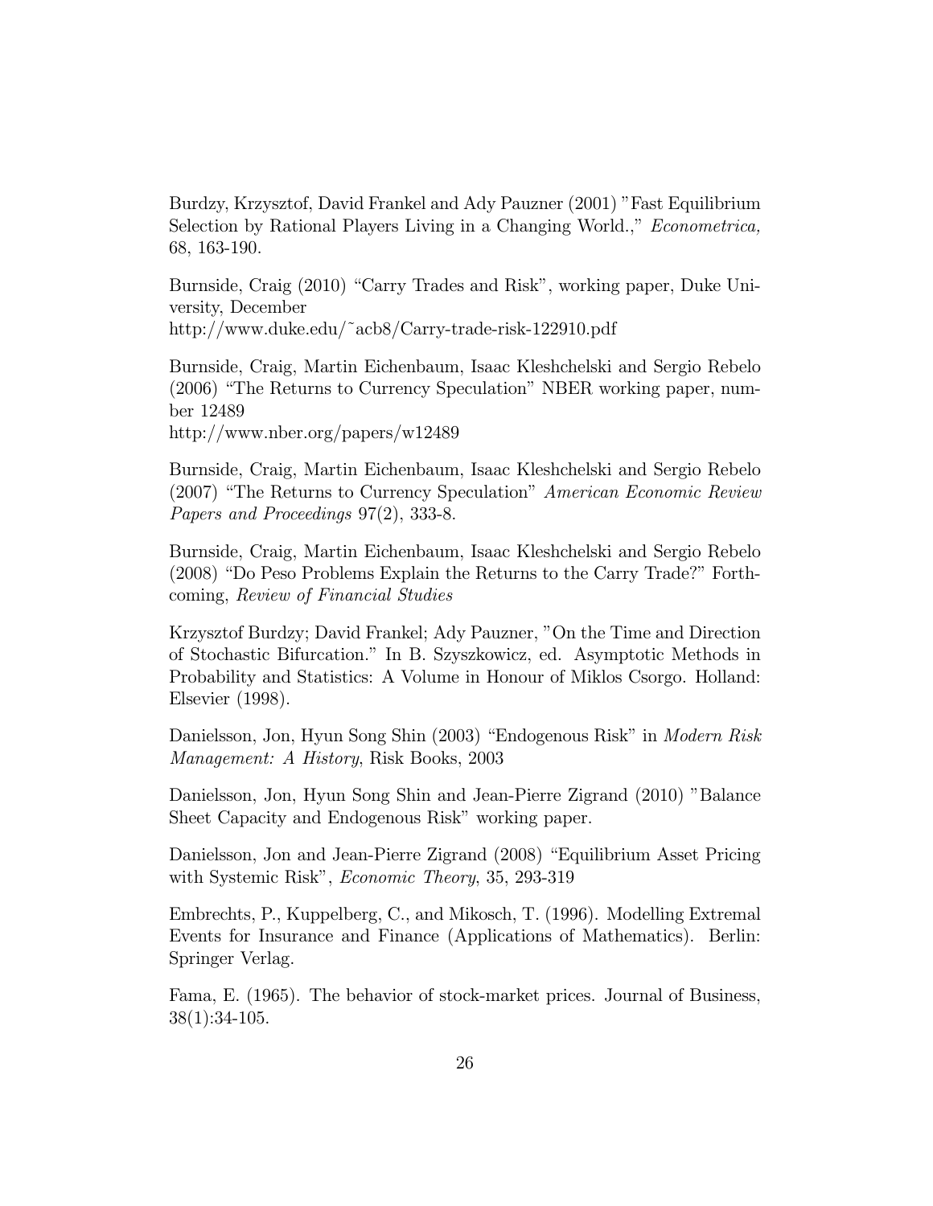Burdzy, Krzysztof, David Frankel and Ady Pauzner (2001) "Fast Equilibrium Selection by Rational Players Living in a Changing World.," *Econometrica,* 68, 163-190.

Burnside, Craig (2010) "Carry Trades and Risk", working paper, Duke University, December
http://www.duke.edu/~acb8/Carry-trade-risk-122910.pdf

Burnside, Craig, Martin Eichenbaum, Isaac Kleshchelski and Sergio Rebelo (2006) "The Returns to Currency Speculation" NBER working paper, number 12489
http://www.nber.org/papers/w12489

Burnside, Craig, Martin Eichenbaum, Isaac Kleshchelski and Sergio Rebelo (2007) "The Returns to Currency Speculation" *American Economic Review Papers and Proceedings* 97(2), 333-8.

Burnside, Craig, Martin Eichenbaum, Isaac Kleshchelski and Sergio Rebelo (2008) "Do Peso Problems Explain the Returns to the Carry Trade?" Forthcoming, *Review of Financial Studies*

Krzysztof Burdzy; David Frankel; Ady Pauzner, "On the Time and Direction of Stochastic Bifurcation." In B. Szyszkowicz, ed. Asymptotic Methods in Probability and Statistics: A Volume in Honour of Miklos Csorgo. Holland: Elsevier (1998).

Danielsson, Jon, Hyun Song Shin (2003) "Endogenous Risk" in *Modern Risk Management: A History*, Risk Books, 2003

Danielsson, Jon, Hyun Song Shin and Jean-Pierre Zigrand (2010) "Balance Sheet Capacity and Endogenous Risk" working paper.

Danielsson, Jon and Jean-Pierre Zigrand (2008) "Equilibrium Asset Pricing with Systemic Risk", *Economic Theory*, 35, 293-319

Embrechts, P., Kuppelberg, C., and Mikosch, T. (1996). Modelling Extremal Events for Insurance and Finance (Applications of Mathematics). Berlin: Springer Verlag.

Fama, E. (1965). The behavior of stock-market prices. Journal of Business, 38(1):34-105.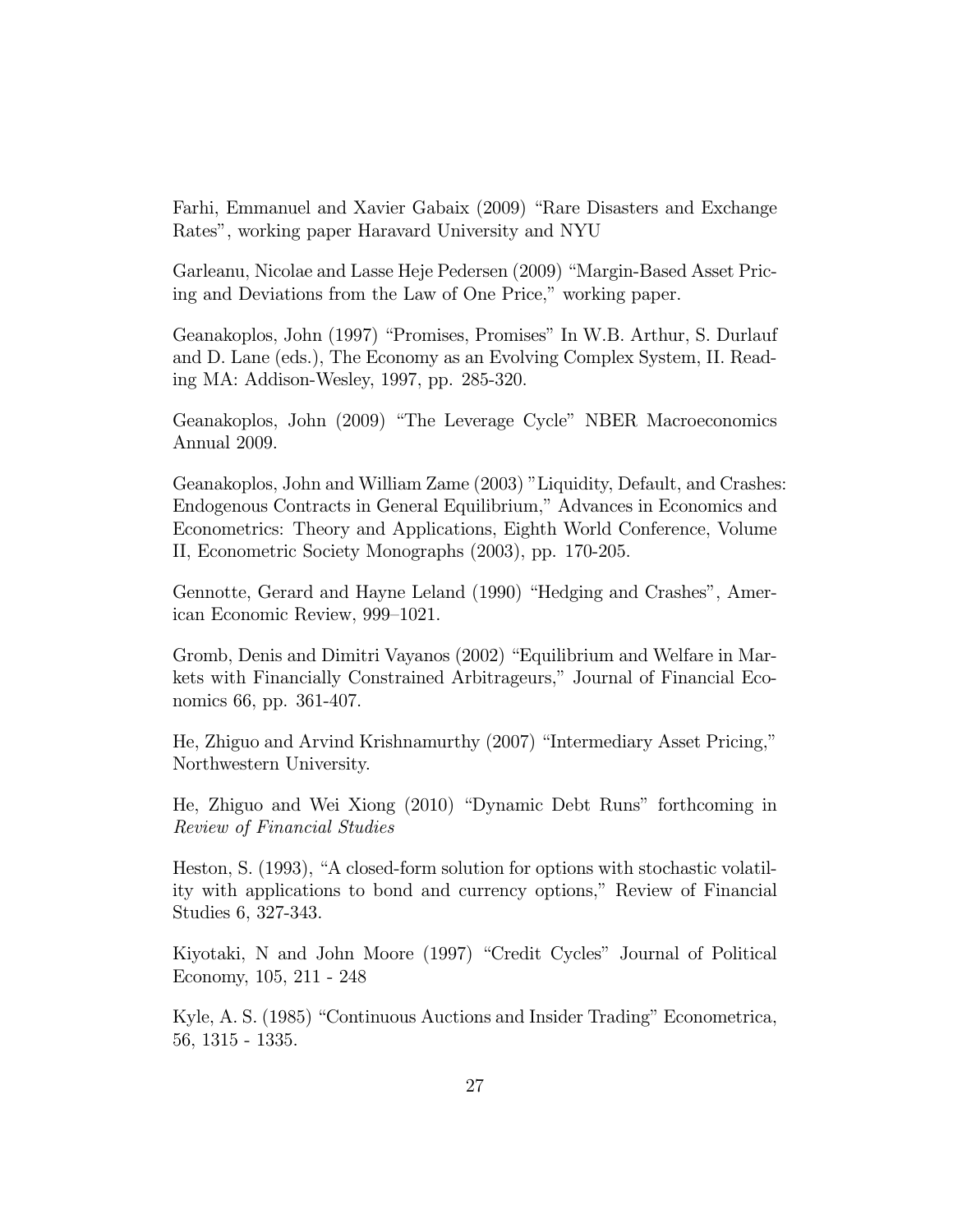Farhi, Emmanuel and Xavier Gabaix (2009) "Rare Disasters and Exchange Rates", working paper Haravard University and NYU

Garleanu, Nicolae and Lasse Heje Pedersen (2009) "Margin-Based Asset Pricing and Deviations from the Law of One Price," working paper.

Geanakoplos, John (1997) "Promises, Promises" In W.B. Arthur, S. Durlauf and D. Lane (eds.), The Economy as an Evolving Complex System, II. Reading MA: Addison-Wesley, 1997, pp. 285-320.

Geanakoplos, John (2009) "The Leverage Cycle" NBER Macroeconomics Annual 2009.

Geanakoplos, John and William Zame (2003) "Liquidity, Default, and Crashes: Endogenous Contracts in General Equilibrium," Advances in Economics and Econometrics: Theory and Applications, Eighth World Conference, Volume II, Econometric Society Monographs (2003), pp. 170-205.

Gennotte, Gerard and Hayne Leland (1990) "Hedging and Crashes", American Economic Review, 999–1021.

Gromb, Denis and Dimitri Vayanos (2002) "Equilibrium and Welfare in Markets with Financially Constrained Arbitrageurs," Journal of Financial Economics 66, pp. 361-407.

He, Zhiguo and Arvind Krishnamurthy (2007) "Intermediary Asset Pricing," Northwestern University.

He, Zhiguo and Wei Xiong (2010) "Dynamic Debt Runs" forthcoming in *Review of Financial Studies*

Heston, S. (1993), "A closed-form solution for options with stochastic volatility with applications to bond and currency options," Review of Financial Studies 6, 327-343.

Kiyotaki, N and John Moore (1997) "Credit Cycles" Journal of Political Economy, 105, 211 - 248

Kyle, A. S. (1985) "Continuous Auctions and Insider Trading" Econometrica, 56, 1315 - 1335.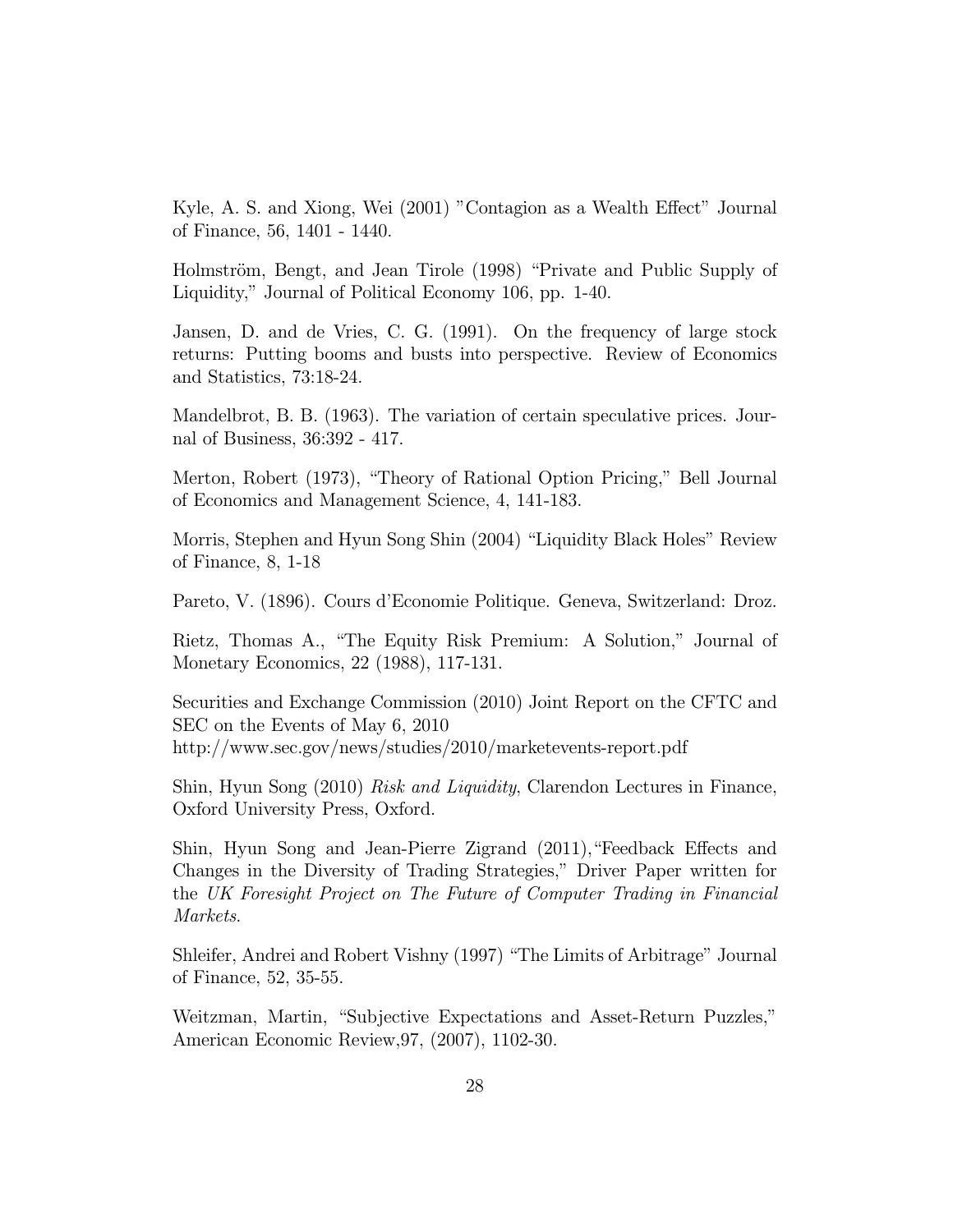Kyle, A. S. and Xiong, Wei (2001) "Contagion as a Wealth Effect" Journal of Finance, 56, 1401 - 1440.

Holmström, Bengt, and Jean Tirole (1998) "Private and Public Supply of Liquidity," Journal of Political Economy 106, pp. 1-40.

Jansen, D. and de Vries, C. G. (1991). On the frequency of large stock returns: Putting booms and busts into perspective. Review of Economics and Statistics, 73:18-24.

Mandelbrot, B. B. (1963). The variation of certain speculative prices. Journal of Business, 36:392 - 417.

Merton, Robert (1973), "Theory of Rational Option Pricing," Bell Journal of Economics and Management Science, 4, 141-183.

Morris, Stephen and Hyun Song Shin (2004) "Liquidity Black Holes" Review of Finance, 8, 1-18

Pareto, V. (1896). Cours d'Economie Politique. Geneva, Switzerland: Droz.

Rietz, Thomas A., "The Equity Risk Premium: A Solution," Journal of Monetary Economics, 22 (1988), 117-131.

Securities and Exchange Commission (2010) Joint Report on the CFTC and SEC on the Events of May 6, 2010
http://www.sec.gov/news/studies/2010/marketevents-report.pdf

Shin, Hyun Song (2010) *Risk and Liquidity*, Clarendon Lectures in Finance, Oxford University Press, Oxford.

Shin, Hyun Song and Jean-Pierre Zigrand (2011), "Feedback Effects and Changes in the Diversity of Trading Strategies," Driver Paper written for the *UK Foresight Project on The Future of Computer Trading in Financial Markets*.

Shleifer, Andrei and Robert Vishny (1997) "The Limits of Arbitrage" Journal of Finance, 52, 35-55.

Weitzman, Martin, "Subjective Expectations and Asset-Return Puzzles," American Economic Review, 97, (2007), 1102-30.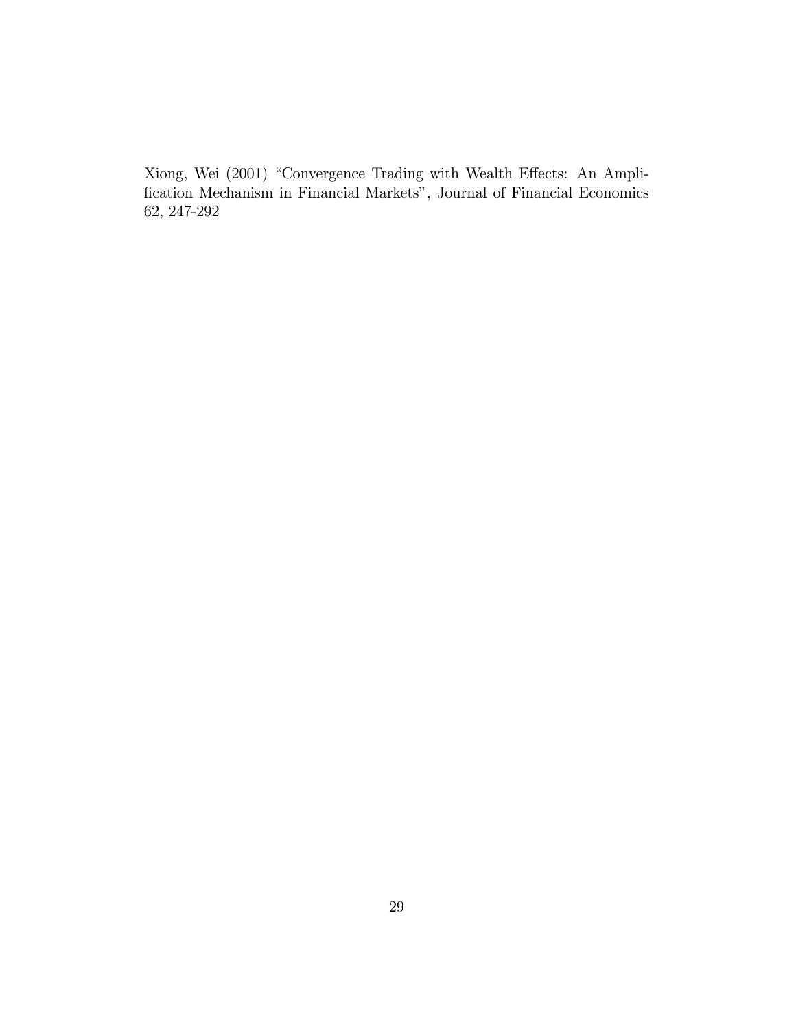Xiong, Wei (2001) "Convergence Trading with Wealth Effects: An Amplification Mechanism in Financial Markets", Journal of Financial Economics 62, 247-292